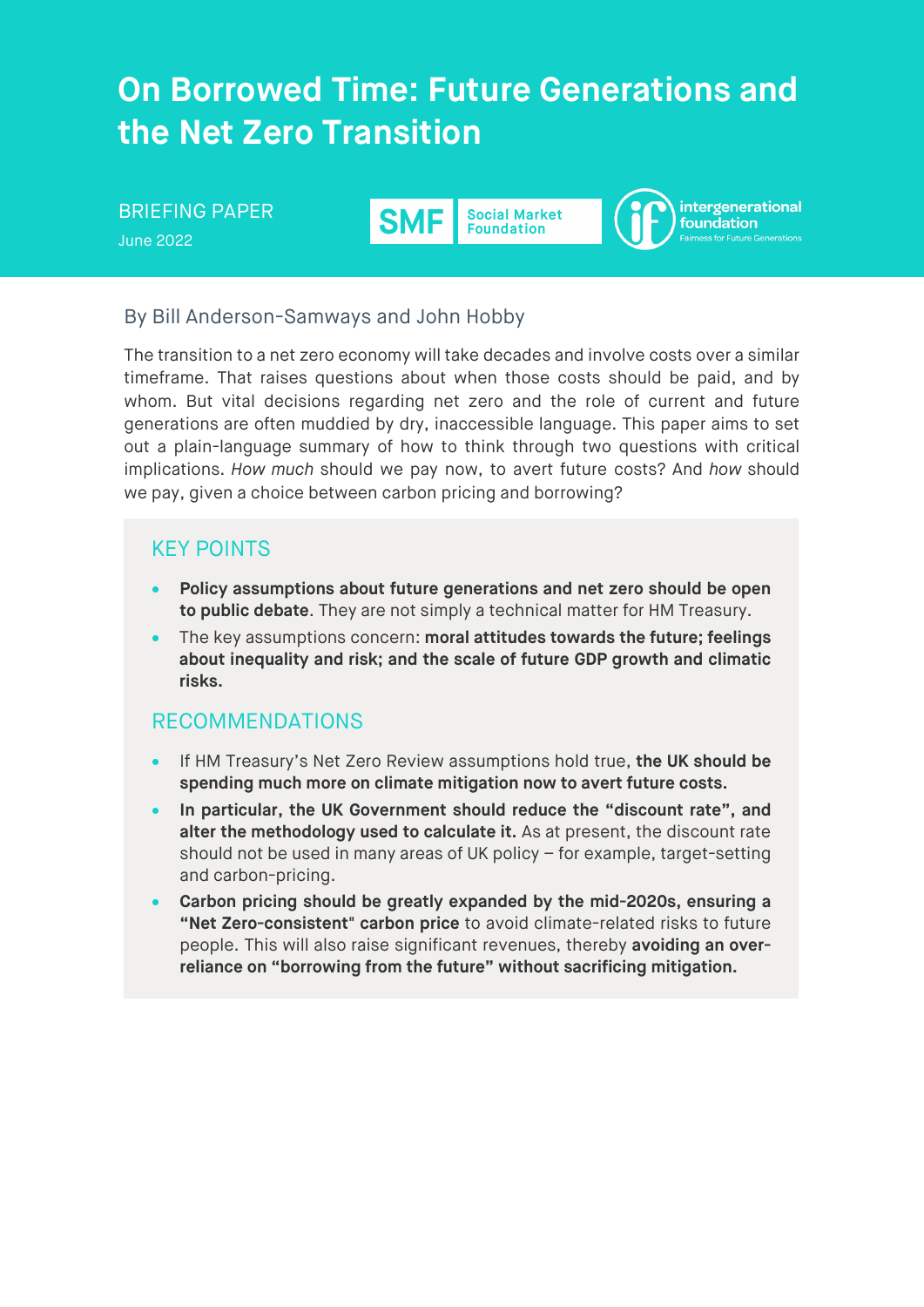# On Borrowed Time: Future Generations and the Net Zero Transition

BRIEFING PAPER

June 2022

SMF Social Market Foundation | intergenerational foundation — Fairness for Future Generations

By Bill Anderson-Samways and John Hobby

The transition to a net zero economy will take decades and involve costs over a similar timeframe. That raises questions about when those costs should be paid, and by whom. But vital decisions regarding net zero and the role of current and future generations are often muddied by dry, inaccessible language. This paper aims to set out a plain-language summary of how to think through two questions with critical implications. *How much* should we pay now, to avert future costs? And *how* should we pay, given a choice between carbon pricing and borrowing?

## KEY POINTS

- **Policy assumptions about future generations and net zero should be open to public debate**. They are not simply a technical matter for HM Treasury.
- The key assumptions concern: **moral attitudes towards the future; feelings about inequality and risk; and the scale of future GDP growth and climatic risks.**

## RECOMMENDATIONS

- If HM Treasury's Net Zero Review assumptions hold true, **the UK should be spending much more on climate mitigation now to avert future costs.**
- **In particular, the UK Government should reduce the "discount rate", and alter the methodology used to calculate it.** As at present, the discount rate should not be used in many areas of UK policy – for example, target-setting and carbon-pricing.
- **Carbon pricing should be greatly expanded by the mid-2020s, ensuring a "Net Zero-consistent" carbon price** to avoid climate-related risks to future people. This will also raise significant revenues, thereby **avoiding an over-reliance on "borrowing from the future" without sacrificing mitigation.**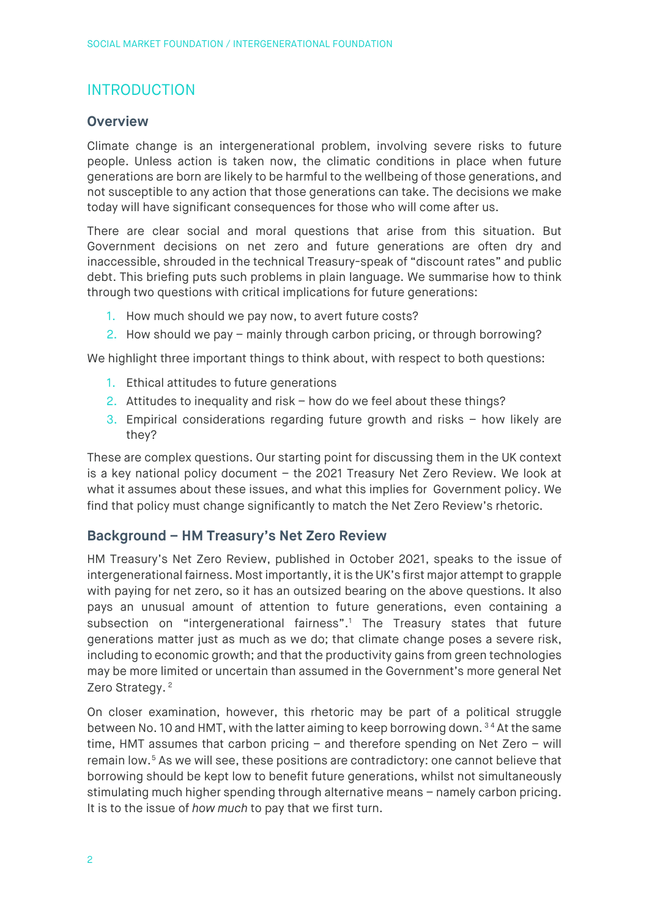# INTRODUCTION

## Overview

Climate change is an intergenerational problem, involving severe risks to future people. Unless action is taken now, the climatic conditions in place when future generations are born are likely to be harmful to the wellbeing of those generations, and not susceptible to any action that those generations can take. The decisions we make today will have significant consequences for those who will come after us.

There are clear social and moral questions that arise from this situation. But Government decisions on net zero and future generations are often dry and inaccessible, shrouded in the technical Treasury-speak of "discount rates" and public debt. This briefing puts such problems in plain language. We summarise how to think through two questions with critical implications for future generations:

1. How much should we pay now, to avert future costs?
2. How should we pay – mainly through carbon pricing, or through borrowing?

We highlight three important things to think about, with respect to both questions:

1. Ethical attitudes to future generations
2. Attitudes to inequality and risk – how do we feel about these things?
3. Empirical considerations regarding future growth and risks – how likely are they?

These are complex questions. Our starting point for discussing them in the UK context is a key national policy document – the 2021 Treasury Net Zero Review. We look at what it assumes about these issues, and what this implies for Government policy. We find that policy must change significantly to match the Net Zero Review's rhetoric.

## Background – HM Treasury's Net Zero Review

HM Treasury's Net Zero Review, published in October 2021, speaks to the issue of intergenerational fairness. Most importantly, it is the UK's first major attempt to grapple with paying for net zero, so it has an outsized bearing on the above questions. It also pays an unusual amount of attention to future generations, even containing a subsection on "intergenerational fairness".[1] The Treasury states that future generations matter just as much as we do; that climate change poses a severe risk, including to economic growth; and that the productivity gains from green technologies may be more limited or uncertain than assumed in the Government's more general Net Zero Strategy.[2]

On closer examination, however, this rhetoric may be part of a political struggle between No. 10 and HMT, with the latter aiming to keep borrowing down.[3,4] At the same time, HMT assumes that carbon pricing – and therefore spending on Net Zero – will remain low.[5] As we will see, these positions are contradictory: one cannot believe that borrowing should be kept low to benefit future generations, whilst not simultaneously stimulating much higher spending through alternative means – namely carbon pricing. It is to the issue of *how much* to pay that we first turn.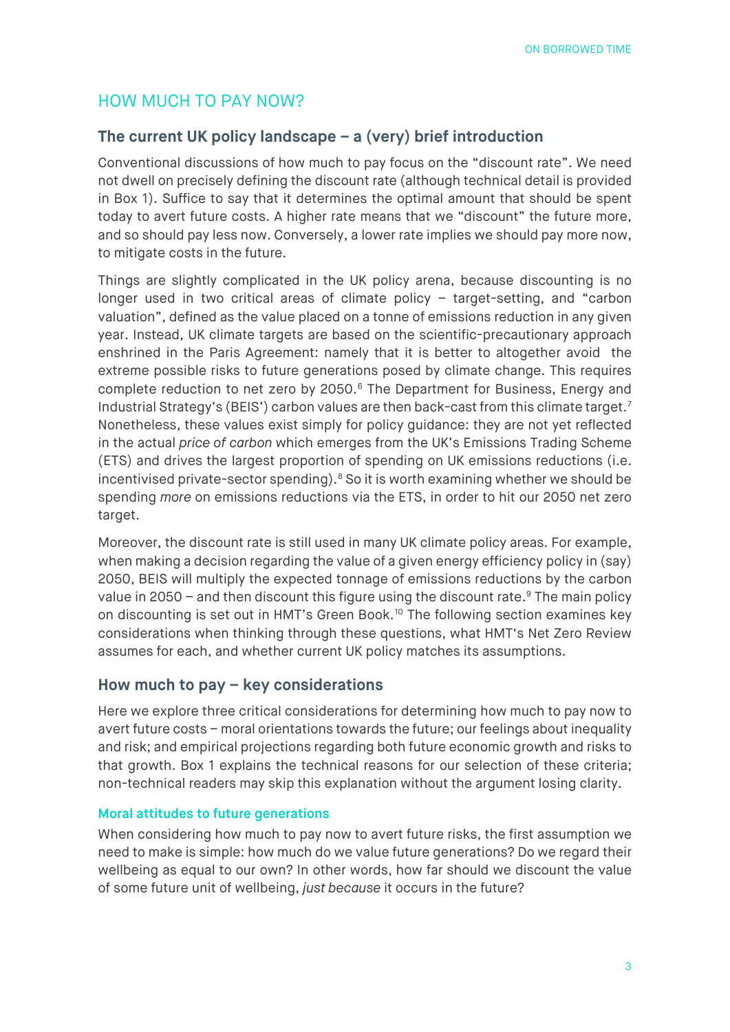## HOW MUCH TO PAY NOW?

### The current UK policy landscape – a (very) brief introduction

Conventional discussions of how much to pay focus on the "discount rate". We need not dwell on precisely defining the discount rate (although technical detail is provided in Box 1). Suffice to say that it determines the optimal amount that should be spent today to avert future costs. A higher rate means that we "discount" the future more, and so should pay less now. Conversely, a lower rate implies we should pay more now, to mitigate costs in the future.

Things are slightly complicated in the UK policy arena, because discounting is no longer used in two critical areas of climate policy – target-setting, and "carbon valuation", defined as the value placed on a tonne of emissions reduction in any given year. Instead, UK climate targets are based on the scientific-precautionary approach enshrined in the Paris Agreement: namely that it is better to altogether avoid the extreme possible risks to future generations posed by climate change. This requires complete reduction to net zero by 2050.[6] The Department for Business, Energy and Industrial Strategy's (BEIS') carbon values are then back-cast from this climate target.[7] Nonetheless, these values exist simply for policy guidance: they are not yet reflected in the actual *price of carbon* which emerges from the UK's Emissions Trading Scheme (ETS) and drives the largest proportion of spending on UK emissions reductions (i.e. incentivised private-sector spending).[8] So it is worth examining whether we should be spending *more* on emissions reductions via the ETS, in order to hit our 2050 net zero target.

Moreover, the discount rate is still used in many UK climate policy areas. For example, when making a decision regarding the value of a given energy efficiency policy in (say) 2050, BEIS will multiply the expected tonnage of emissions reductions by the carbon value in 2050 – and then discount this figure using the discount rate.[9] The main policy on discounting is set out in HMT's Green Book.[10] The following section examines key considerations when thinking through these questions, what HMT's Net Zero Review assumes for each, and whether current UK policy matches its assumptions.

### How much to pay – key considerations

Here we explore three critical considerations for determining how much to pay now to avert future costs – moral orientations towards the future; our feelings about inequality and risk; and empirical projections regarding both future economic growth and risks to that growth. Box 1 explains the technical reasons for our selection of these criteria; non-technical readers may skip this explanation without the argument losing clarity.

#### Moral attitudes to future generations

When considering how much to pay now to avert future risks, the first assumption we need to make is simple: how much do we value future generations? Do we regard their wellbeing as equal to our own? In other words, how far should we discount the value of some future unit of wellbeing, *just because* it occurs in the future?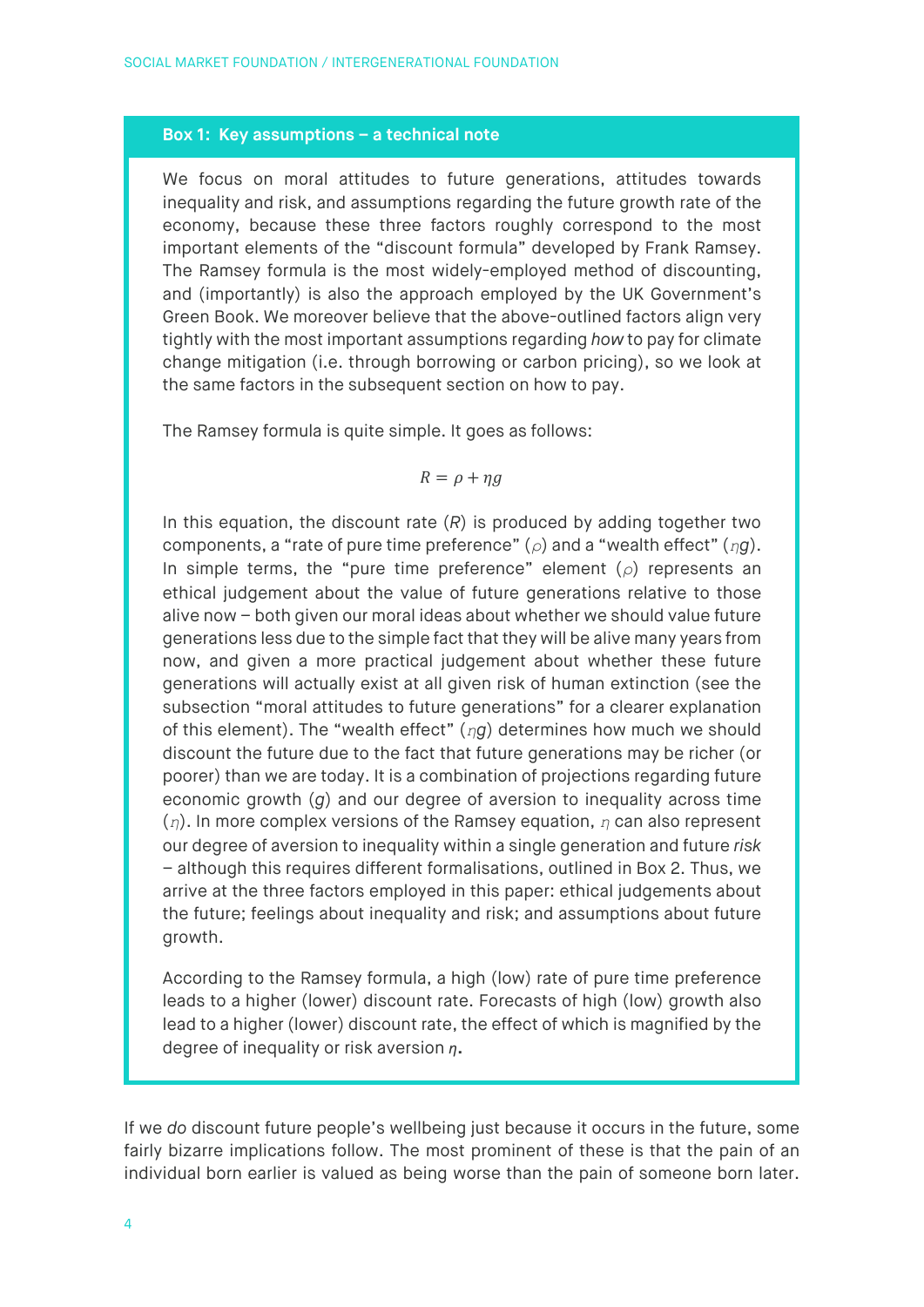### Box 1: Key assumptions – a technical note

We focus on moral attitudes to future generations, attitudes towards inequality and risk, and assumptions regarding the future growth rate of the economy, because these three factors roughly correspond to the most important elements of the "discount formula" developed by Frank Ramsey. The Ramsey formula is the most widely-employed method of discounting, and (importantly) is also the approach employed by the UK Government's Green Book. We moreover believe that the above-outlined factors align very tightly with the most important assumptions regarding *how* to pay for climate change mitigation (i.e. through borrowing or carbon pricing), so we look at the same factors in the subsequent section on how to pay.

The Ramsey formula is quite simple. It goes as follows:

$$R = \rho + \eta g$$

In this equation, the discount rate ($R$) is produced by adding together two components, a "rate of pure time preference" ($\rho$) and a "wealth effect" ($\eta g$). In simple terms, the "pure time preference" element ($\rho$) represents an ethical judgement about the value of future generations relative to those alive now – both given our moral ideas about whether we should value future generations less due to the simple fact that they will be alive many years from now, and given a more practical judgement about whether these future generations will actually exist at all given risk of human extinction (see the subsection "moral attitudes to future generations" for a clearer explanation of this element). The "wealth effect" ($\eta g$) determines how much we should discount the future due to the fact that future generations may be richer (or poorer) than we are today. It is a combination of projections regarding future economic growth ($g$) and our degree of aversion to inequality across time ($\eta$). In more complex versions of the Ramsey equation, $\eta$ can also represent our degree of aversion to inequality within a single generation and future *risk* – although this requires different formalisations, outlined in Box 2. Thus, we arrive at the three factors employed in this paper: ethical judgements about the future; feelings about inequality and risk; and assumptions about future growth.

According to the Ramsey formula, a high (low) rate of pure time preference leads to a higher (lower) discount rate. Forecasts of high (low) growth also lead to a higher (lower) discount rate, the effect of which is magnified by the degree of inequality or risk aversion $\eta$.

If we *do* discount future people's wellbeing just because it occurs in the future, some fairly bizarre implications follow. The most prominent of these is that the pain of an individual born earlier is valued as being worse than the pain of someone born later.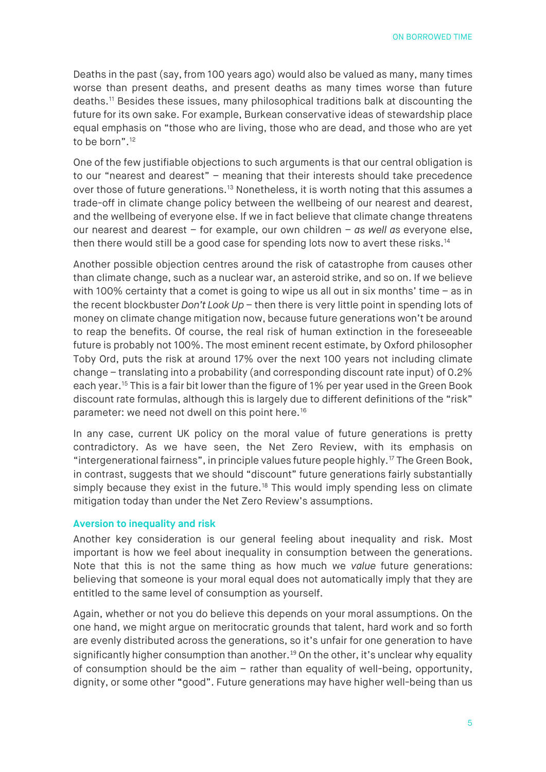Deaths in the past (say, from 100 years ago) would also be valued as many, many times worse than present deaths, and present deaths as many times worse than future deaths.[11] Besides these issues, many philosophical traditions balk at discounting the future for its own sake. For example, Burkean conservative ideas of stewardship place equal emphasis on "those who are living, those who are dead, and those who are yet to be born".[12]

One of the few justifiable objections to such arguments is that our central obligation is to our "nearest and dearest" – meaning that their interests should take precedence over those of future generations.[13] Nonetheless, it is worth noting that this assumes a trade-off in climate change policy between the wellbeing of our nearest and dearest, and the wellbeing of everyone else. If we in fact believe that climate change threatens our nearest and dearest – for example, our own children – *as well as* everyone else, then there would still be a good case for spending lots now to avert these risks.[14]

Another possible objection centres around the risk of catastrophe from causes other than climate change, such as a nuclear war, an asteroid strike, and so on. If we believe with 100% certainty that a comet is going to wipe us all out in six months' time – as in the recent blockbuster *Don't Look Up* – then there is very little point in spending lots of money on climate change mitigation now, because future generations won't be around to reap the benefits. Of course, the real risk of human extinction in the foreseeable future is probably not 100%. The most eminent recent estimate, by Oxford philosopher Toby Ord, puts the risk at around 17% over the next 100 years not including climate change – translating into a probability (and corresponding discount rate input) of 0.2% each year.[15] This is a fair bit lower than the figure of 1% per year used in the Green Book discount rate formulas, although this is largely due to different definitions of the "risk" parameter: we need not dwell on this point here.[16]

In any case, current UK policy on the moral value of future generations is pretty contradictory. As we have seen, the Net Zero Review, with its emphasis on "intergenerational fairness", in principle values future people highly.[17] The Green Book, in contrast, suggests that we should "discount" future generations fairly substantially simply because they exist in the future.[18] This would imply spending less on climate mitigation today than under the Net Zero Review's assumptions.

### Aversion to inequality and risk

Another key consideration is our general feeling about inequality and risk. Most important is how we feel about inequality in consumption between the generations. Note that this is not the same thing as how much we *value* future generations: believing that someone is your moral equal does not automatically imply that they are entitled to the same level of consumption as yourself.

Again, whether or not you do believe this depends on your moral assumptions. On the one hand, we might argue on meritocratic grounds that talent, hard work and so forth are evenly distributed across the generations, so it's unfair for one generation to have significantly higher consumption than another.[19] On the other, it's unclear why equality of consumption should be the aim – rather than equality of well-being, opportunity, dignity, or some other "good". Future generations may have higher well-being than us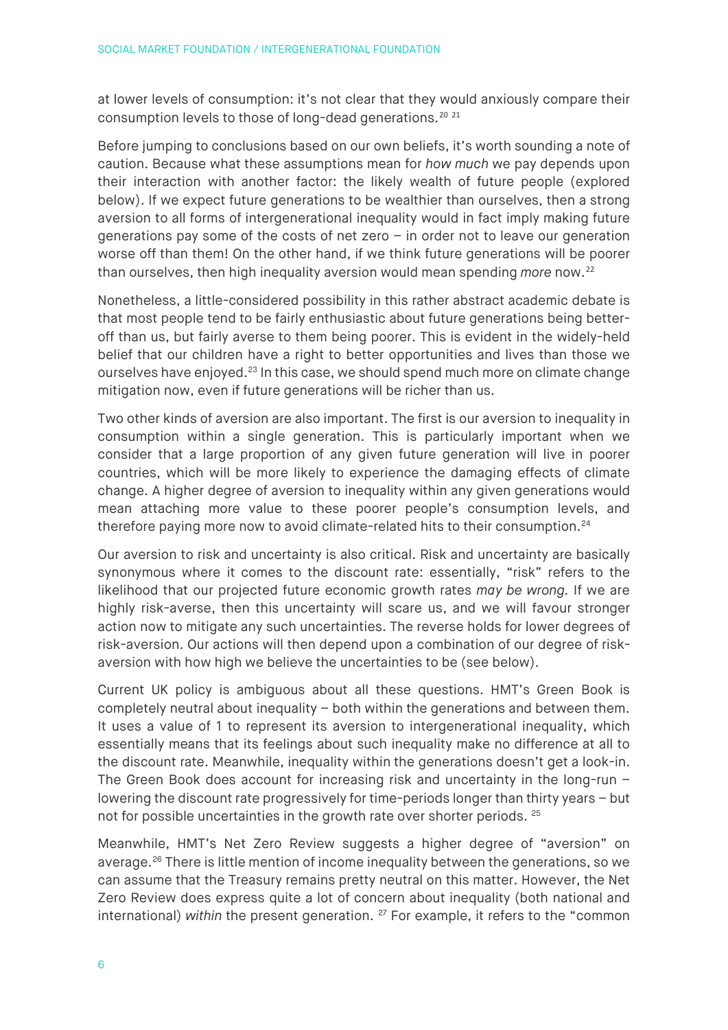at lower levels of consumption: it's not clear that they would anxiously compare their consumption levels to those of long-dead generations.[20] [21]

Before jumping to conclusions based on our own beliefs, it's worth sounding a note of caution. Because what these assumptions mean for *how much* we pay depends upon their interaction with another factor: the likely wealth of future people (explored below). If we expect future generations to be wealthier than ourselves, then a strong aversion to all forms of intergenerational inequality would in fact imply making future generations pay some of the costs of net zero – in order not to leave our generation worse off than them! On the other hand, if we think future generations will be poorer than ourselves, then high inequality aversion would mean spending *more* now.[22]

Nonetheless, a little-considered possibility in this rather abstract academic debate is that most people tend to be fairly enthusiastic about future generations being better-off than us, but fairly averse to them being poorer. This is evident in the widely-held belief that our children have a right to better opportunities and lives than those we ourselves have enjoyed.[23] In this case, we should spend much more on climate change mitigation now, even if future generations will be richer than us.

Two other kinds of aversion are also important. The first is our aversion to inequality in consumption within a single generation. This is particularly important when we consider that a large proportion of any given future generation will live in poorer countries, which will be more likely to experience the damaging effects of climate change. A higher degree of aversion to inequality within any given generations would mean attaching more value to these poorer people's consumption levels, and therefore paying more now to avoid climate-related hits to their consumption.[24]

Our aversion to risk and uncertainty is also critical. Risk and uncertainty are basically synonymous where it comes to the discount rate: essentially, "risk" refers to the likelihood that our projected future economic growth rates *may be wrong*. If we are highly risk-averse, then this uncertainty will scare us, and we will favour stronger action now to mitigate any such uncertainties. The reverse holds for lower degrees of risk-aversion. Our actions will then depend upon a combination of our degree of risk-aversion with how high we believe the uncertainties to be (see below).

Current UK policy is ambiguous about all these questions. HMT's Green Book is completely neutral about inequality – both within the generations and between them. It uses a value of 1 to represent its aversion to intergenerational inequality, which essentially means that its feelings about such inequality make no difference at all to the discount rate. Meanwhile, inequality within the generations doesn't get a look-in. The Green Book does account for increasing risk and uncertainty in the long-run – lowering the discount rate progressively for time-periods longer than thirty years – but not for possible uncertainties in the growth rate over shorter periods. [25]

Meanwhile, HMT's Net Zero Review suggests a higher degree of "aversion" on average.[26] There is little mention of income inequality between the generations, so we can assume that the Treasury remains pretty neutral on this matter. However, the Net Zero Review does express quite a lot of concern about inequality (both national and international) *within* the present generation. [27] For example, it refers to the "common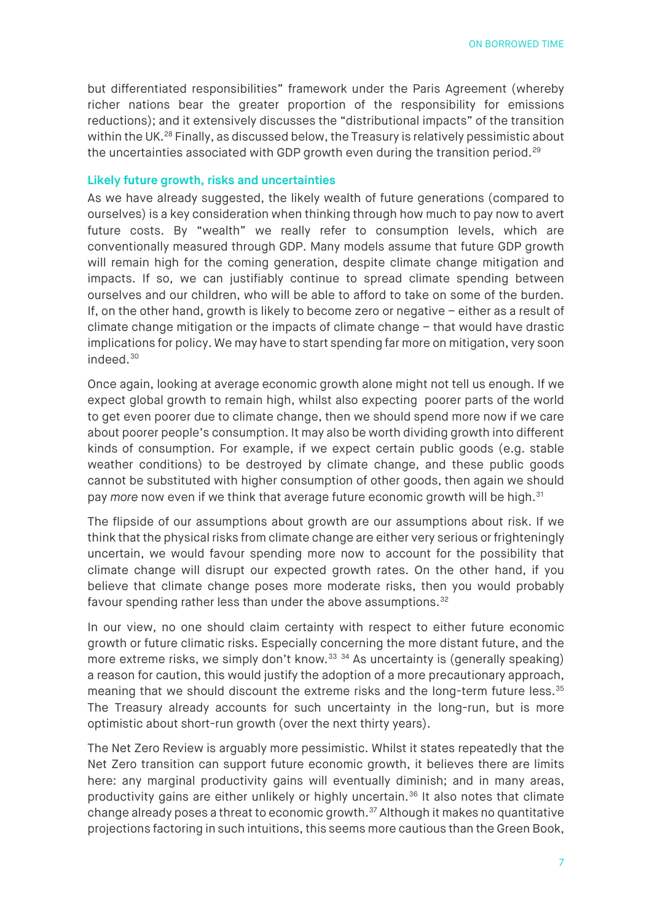but differentiated responsibilities" framework under the Paris Agreement (whereby richer nations bear the greater proportion of the responsibility for emissions reductions); and it extensively discusses the "distributional impacts" of the transition within the UK.[28] Finally, as discussed below, the Treasury is relatively pessimistic about the uncertainties associated with GDP growth even during the transition period.[29]

### Likely future growth, risks and uncertainties

As we have already suggested, the likely wealth of future generations (compared to ourselves) is a key consideration when thinking through how much to pay now to avert future costs. By "wealth" we really refer to consumption levels, which are conventionally measured through GDP. Many models assume that future GDP growth will remain high for the coming generation, despite climate change mitigation and impacts. If so, we can justifiably continue to spread climate spending between ourselves and our children, who will be able to afford to take on some of the burden. If, on the other hand, growth is likely to become zero or negative – either as a result of climate change mitigation or the impacts of climate change – that would have drastic implications for policy. We may have to start spending far more on mitigation, very soon indeed.[30]

Once again, looking at average economic growth alone might not tell us enough. If we expect global growth to remain high, whilst also expecting poorer parts of the world to get even poorer due to climate change, then we should spend more now if we care about poorer people's consumption. It may also be worth dividing growth into different kinds of consumption. For example, if we expect certain public goods (e.g. stable weather conditions) to be destroyed by climate change, and these public goods cannot be substituted with higher consumption of other goods, then again we should pay *more* now even if we think that average future economic growth will be high.[31]

The flipside of our assumptions about growth are our assumptions about risk. If we think that the physical risks from climate change are either very serious or frighteningly uncertain, we would favour spending more now to account for the possibility that climate change will disrupt our expected growth rates. On the other hand, if you believe that climate change poses more moderate risks, then you would probably favour spending rather less than under the above assumptions.[32]

In our view, no one should claim certainty with respect to either future economic growth or future climatic risks. Especially concerning the more distant future, and the more extreme risks, we simply don't know.[33] [34] As uncertainty is (generally speaking) a reason for caution, this would justify the adoption of a more precautionary approach, meaning that we should discount the extreme risks and the long-term future less.[35] The Treasury already accounts for such uncertainty in the long-run, but is more optimistic about short-run growth (over the next thirty years).

The Net Zero Review is arguably more pessimistic. Whilst it states repeatedly that the Net Zero transition can support future economic growth, it believes there are limits here: any marginal productivity gains will eventually diminish; and in many areas, productivity gains are either unlikely or highly uncertain.[36] It also notes that climate change already poses a threat to economic growth.[37] Although it makes no quantitative projections factoring in such intuitions, this seems more cautious than the Green Book,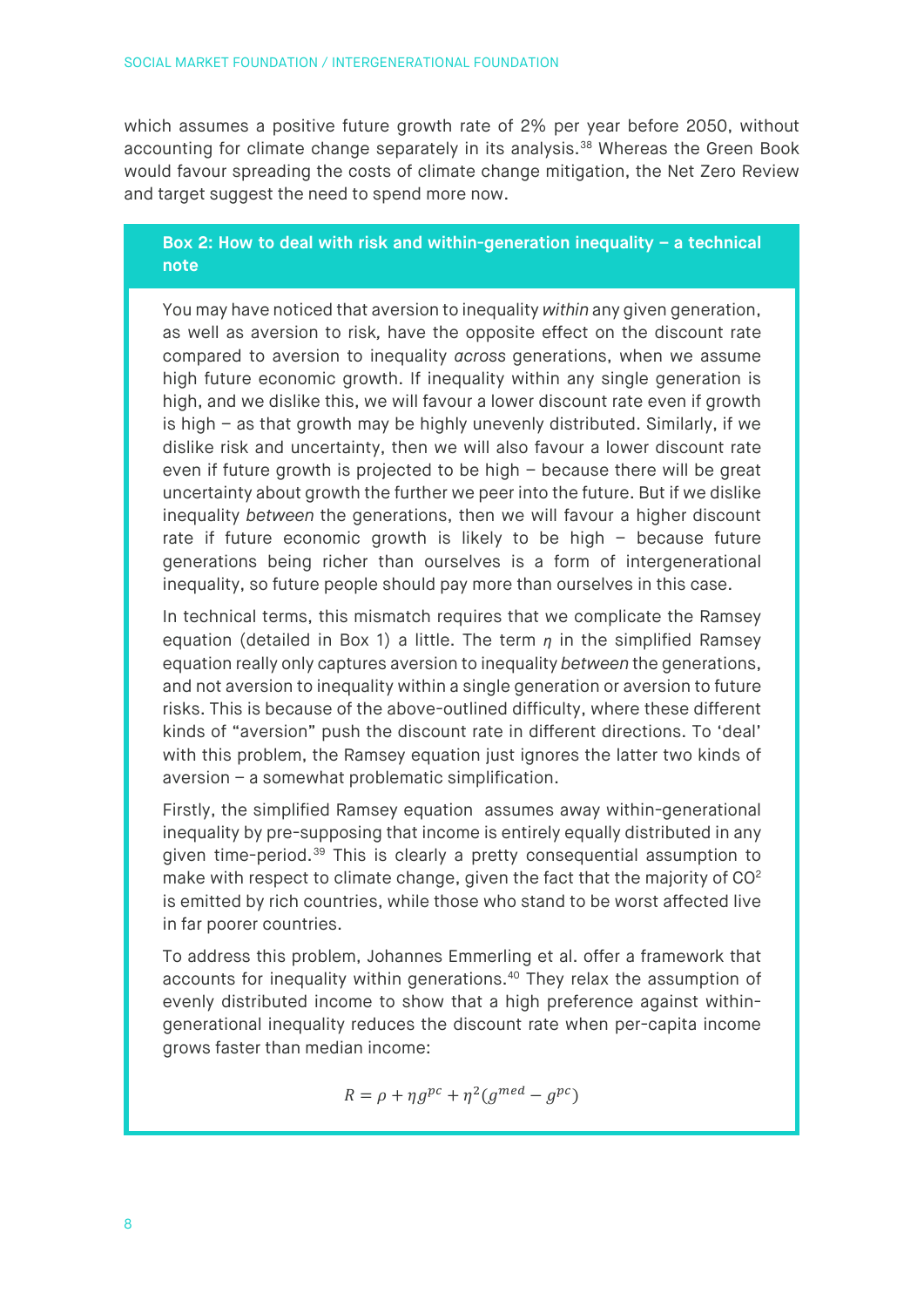which assumes a positive future growth rate of 2% per year before 2050, without accounting for climate change separately in its analysis.[38] Whereas the Green Book would favour spreading the costs of climate change mitigation, the Net Zero Review and target suggest the need to spend more now.

### Box 2: How to deal with risk and within-generation inequality – a technical note

You may have noticed that aversion to inequality *within* any given generation, as well as aversion to risk, have the opposite effect on the discount rate compared to aversion to inequality *across* generations, when we assume high future economic growth. If inequality within any single generation is high, and we dislike this, we will favour a lower discount rate even if growth is high – as that growth may be highly unevenly distributed. Similarly, if we dislike risk and uncertainty, then we will also favour a lower discount rate even if future growth is projected to be high – because there will be great uncertainty about growth the further we peer into the future. But if we dislike inequality *between* the generations, then we will favour a higher discount rate if future economic growth is likely to be high – because future generations being richer than ourselves is a form of intergenerational inequality, so future people should pay more than ourselves in this case.

In technical terms, this mismatch requires that we complicate the Ramsey equation (detailed in Box 1) a little. The term $\eta$ in the simplified Ramsey equation really only captures aversion to inequality *between* the generations, and not aversion to inequality within a single generation or aversion to future risks. This is because of the above-outlined difficulty, where these different kinds of "aversion" push the discount rate in different directions. To 'deal' with this problem, the Ramsey equation just ignores the latter two kinds of aversion – a somewhat problematic simplification.

Firstly, the simplified Ramsey equation assumes away within-generational inequality by pre-supposing that income is entirely equally distributed in any given time-period.[39] This is clearly a pretty consequential assumption to make with respect to climate change, given the fact that the majority of $CO^2$ is emitted by rich countries, while those who stand to be worst affected live in far poorer countries.

To address this problem, Johannes Emmerling et al. offer a framework that accounts for inequality within generations.[40] They relax the assumption of evenly distributed income to show that a high preference against within-generational inequality reduces the discount rate when per-capita income grows faster than median income:

$$R = \rho + \eta g^{pc} + \eta^2 (g^{med} - g^{pc})$$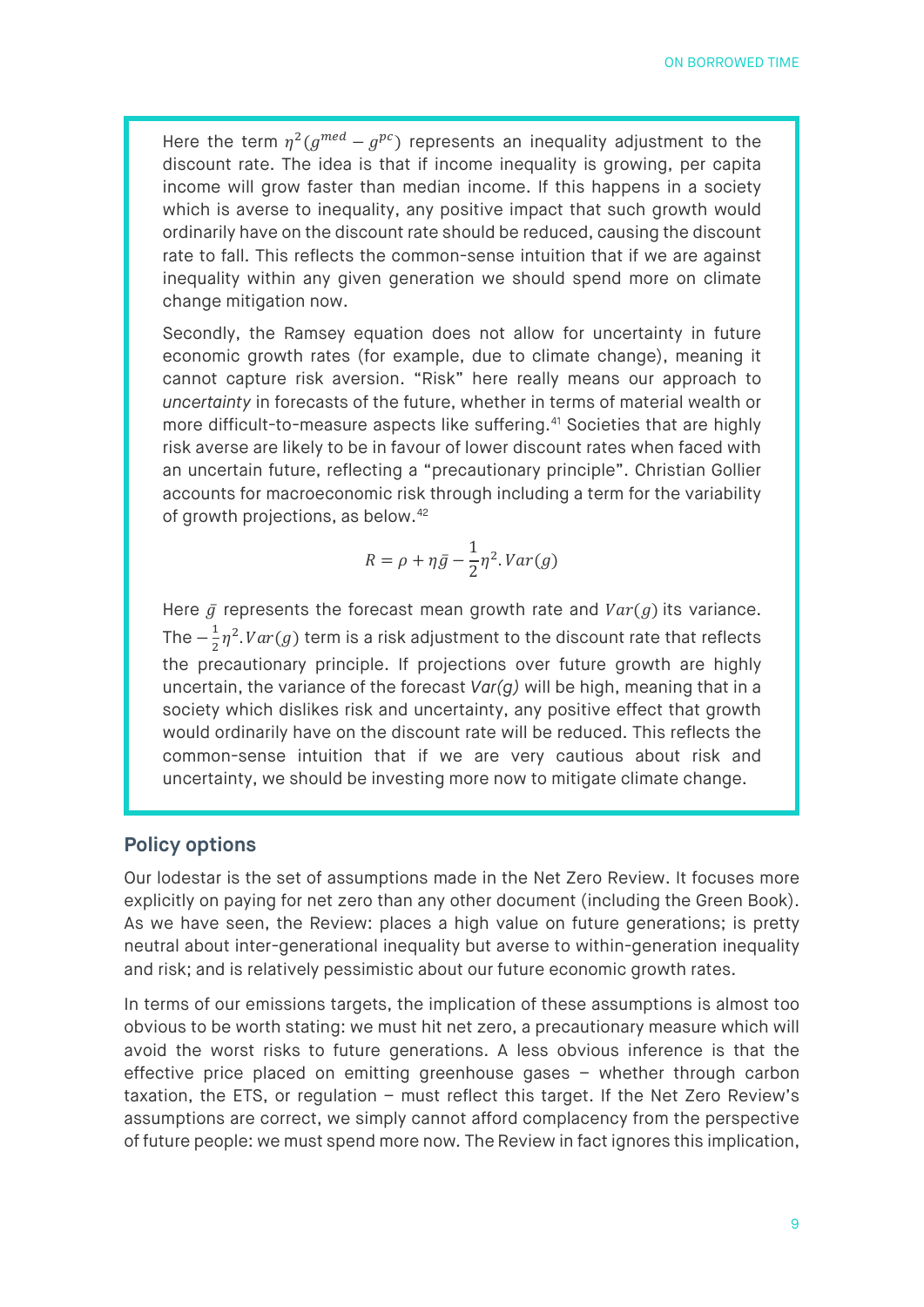Here the term $\eta^2(g^{med} - g^{pc})$ represents an inequality adjustment to the discount rate. The idea is that if income inequality is growing, per capita income will grow faster than median income. If this happens in a society which is averse to inequality, any positive impact that such growth would ordinarily have on the discount rate should be reduced, causing the discount rate to fall. This reflects the common-sense intuition that if we are against inequality within any given generation we should spend more on climate change mitigation now.

Secondly, the Ramsey equation does not allow for uncertainty in future economic growth rates (for example, due to climate change), meaning it cannot capture risk aversion. "Risk" here really means our approach to *uncertainty* in forecasts of the future, whether in terms of material wealth or more difficult-to-measure aspects like suffering.[41] Societies that are highly risk averse are likely to be in favour of lower discount rates when faced with an uncertain future, reflecting a "precautionary principle". Christian Gollier accounts for macroeconomic risk through including a term for the variability of growth projections, as below.[42]

$$R = \rho + \eta \bar{g} - \frac{1}{2}\eta^2 . Var(g)$$

Here $\bar{g}$ represents the forecast mean growth rate and $Var(g)$ its variance. The $-\frac{1}{2}\eta^2 . Var(g)$ term is a risk adjustment to the discount rate that reflects the precautionary principle. If projections over future growth are highly uncertain, the variance of the forecast *Var(g)* will be high, meaning that in a society which dislikes risk and uncertainty, any positive effect that growth would ordinarily have on the discount rate will be reduced. This reflects the common-sense intuition that if we are very cautious about risk and uncertainty, we should be investing more now to mitigate climate change.

## Policy options

Our lodestar is the set of assumptions made in the Net Zero Review. It focuses more explicitly on paying for net zero than any other document (including the Green Book). As we have seen, the Review: places a high value on future generations; is pretty neutral about inter-generational inequality but averse to within-generation inequality and risk; and is relatively pessimistic about our future economic growth rates.

In terms of our emissions targets, the implication of these assumptions is almost too obvious to be worth stating: we must hit net zero, a precautionary measure which will avoid the worst risks to future generations. A less obvious inference is that the effective price placed on emitting greenhouse gases – whether through carbon taxation, the ETS, or regulation – must reflect this target. If the Net Zero Review's assumptions are correct, we simply cannot afford complacency from the perspective of future people: we must spend more now. The Review in fact ignores this implication,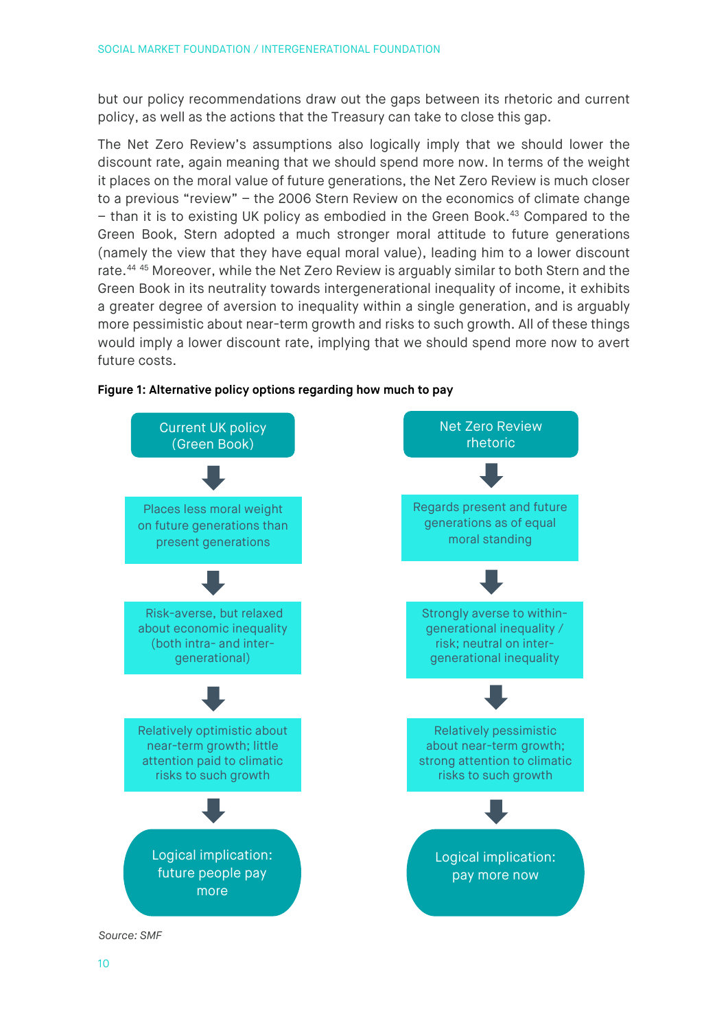but our policy recommendations draw out the gaps between its rhetoric and current policy, as well as the actions that the Treasury can take to close this gap.

The Net Zero Review's assumptions also logically imply that we should lower the discount rate, again meaning that we should spend more now. In terms of the weight it places on the moral value of future generations, the Net Zero Review is much closer to a previous "review" – the 2006 Stern Review on the economics of climate change – than it is to existing UK policy as embodied in the Green Book.[43] Compared to the Green Book, Stern adopted a much stronger moral attitude to future generations (namely the view that they have equal moral value), leading him to a lower discount rate.[44] [45] Moreover, while the Net Zero Review is arguably similar to both Stern and the Green Book in its neutrality towards intergenerational inequality of income, it exhibits a greater degree of aversion to inequality within a single generation, and is arguably more pessimistic about near-term growth and risks to such growth. All of these things would imply a lower discount rate, implying that we should spend more now to avert future costs.

**Figure 1: Alternative policy options regarding how much to pay**

| Current UK policy (Green Book) | Net Zero Review rhetoric |
| --- | --- |
| Places less moral weight on future generations than present generations | Regards present and future generations as of equal moral standing |
| Risk-averse, but relaxed about economic inequality (both intra- and inter-generational) | Strongly averse to within-generational inequality / risk; neutral on inter-generational inequality |
| Relatively optimistic about near-term growth; little attention paid to climatic risks to such growth | Relatively pessimistic about near-term growth; strong attention to climatic risks to such growth |
| Logical implication: future people pay more | Logical implication: pay more now |

*Source: SMF*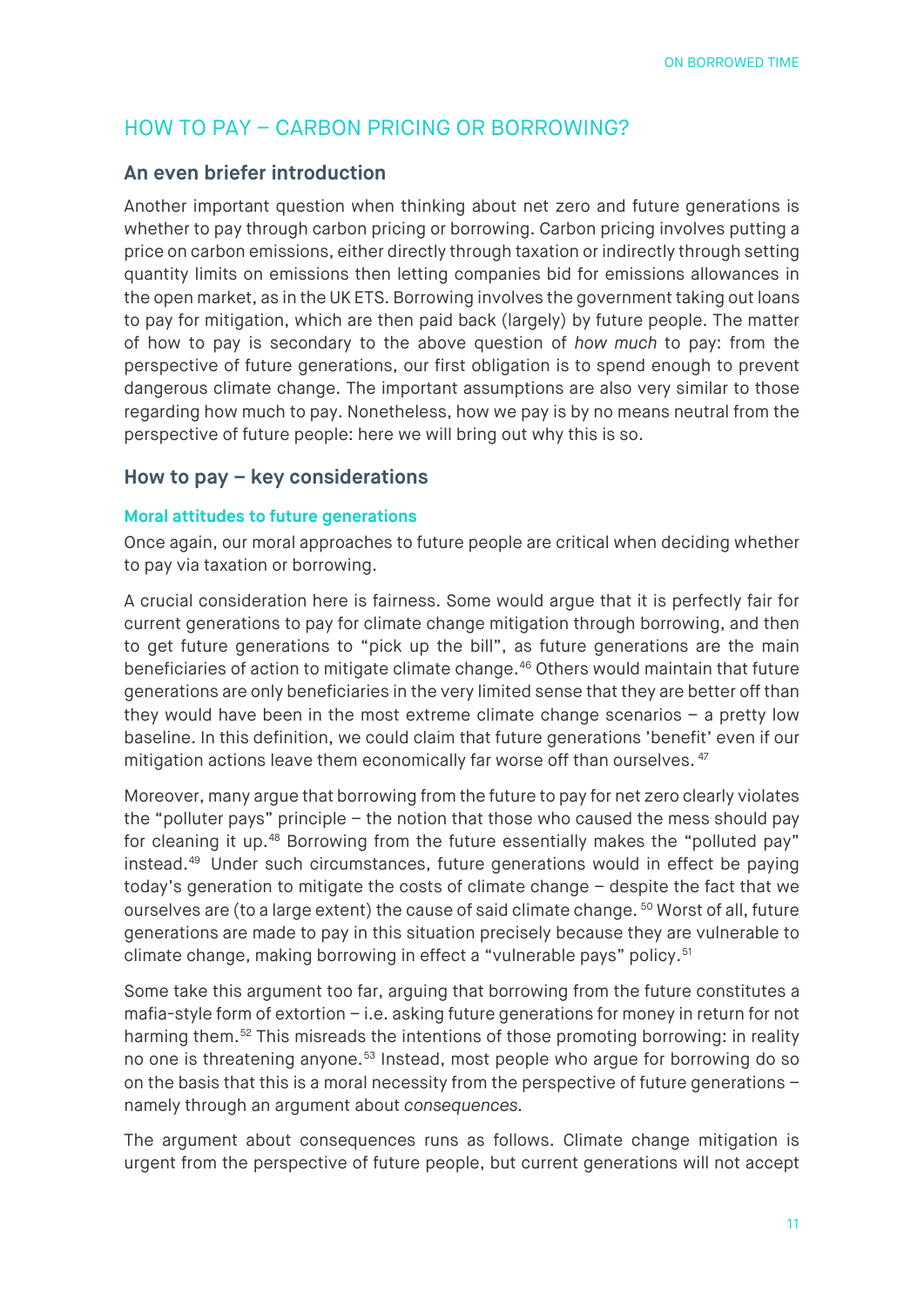## HOW TO PAY – CARBON PRICING OR BORROWING?

### An even briefer introduction

Another important question when thinking about net zero and future generations is whether to pay through carbon pricing or borrowing. Carbon pricing involves putting a price on carbon emissions, either directly through taxation or indirectly through setting quantity limits on emissions then letting companies bid for emissions allowances in the open market, as in the UK ETS. Borrowing involves the government taking out loans to pay for mitigation, which are then paid back (largely) by future people. The matter of how to pay is secondary to the above question of *how much* to pay: from the perspective of future generations, our first obligation is to spend enough to prevent dangerous climate change. The important assumptions are also very similar to those regarding how much to pay. Nonetheless, how we pay is by no means neutral from the perspective of future people: here we will bring out why this is so.

### How to pay – key considerations

#### Moral attitudes to future generations

Once again, our moral approaches to future people are critical when deciding whether to pay via taxation or borrowing.

A crucial consideration here is fairness. Some would argue that it is perfectly fair for current generations to pay for climate change mitigation through borrowing, and then to get future generations to "pick up the bill", as future generations are the main beneficiaries of action to mitigate climate change.[46] Others would maintain that future generations are only beneficiaries in the very limited sense that they are better off than they would have been in the most extreme climate change scenarios – a pretty low baseline. In this definition, we could claim that future generations 'benefit' even if our mitigation actions leave them economically far worse off than ourselves.[47]

Moreover, many argue that borrowing from the future to pay for net zero clearly violates the "polluter pays" principle – the notion that those who caused the mess should pay for cleaning it up.[48] Borrowing from the future essentially makes the "polluted pay" instead.[49] Under such circumstances, future generations would in effect be paying today's generation to mitigate the costs of climate change – despite the fact that we ourselves are (to a large extent) the cause of said climate change.[50] Worst of all, future generations are made to pay in this situation precisely because they are vulnerable to climate change, making borrowing in effect a "vulnerable pays" policy.[51]

Some take this argument too far, arguing that borrowing from the future constitutes a mafia-style form of extortion – i.e. asking future generations for money in return for not harming them.[52] This misreads the intentions of those promoting borrowing: in reality no one is threatening anyone.[53] Instead, most people who argue for borrowing do so on the basis that this is a moral necessity from the perspective of future generations – namely through an argument about *consequences*.

The argument about consequences runs as follows. Climate change mitigation is urgent from the perspective of future people, but current generations will not accept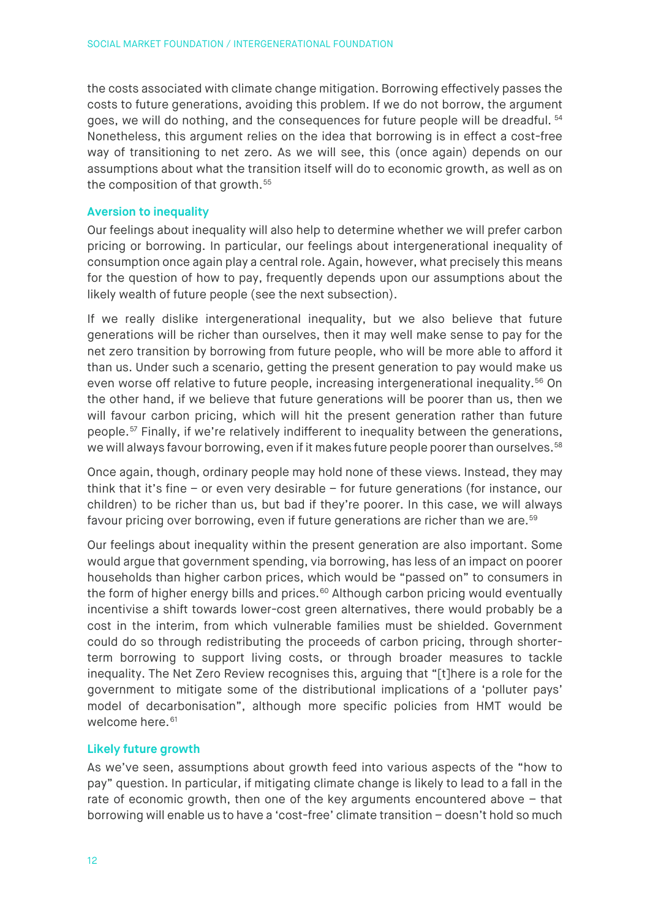the costs associated with climate change mitigation. Borrowing effectively passes the costs to future generations, avoiding this problem. If we do not borrow, the argument goes, we will do nothing, and the consequences for future people will be dreadful. [54] Nonetheless, this argument relies on the idea that borrowing is in effect a cost-free way of transitioning to net zero. As we will see, this (once again) depends on our assumptions about what the transition itself will do to economic growth, as well as on the composition of that growth.[55]

### Aversion to inequality

Our feelings about inequality will also help to determine whether we will prefer carbon pricing or borrowing. In particular, our feelings about intergenerational inequality of consumption once again play a central role. Again, however, what precisely this means for the question of how to pay, frequently depends upon our assumptions about the likely wealth of future people (see the next subsection).

If we really dislike intergenerational inequality, but we also believe that future generations will be richer than ourselves, then it may well make sense to pay for the net zero transition by borrowing from future people, who will be more able to afford it than us. Under such a scenario, getting the present generation to pay would make us even worse off relative to future people, increasing intergenerational inequality.[56] On the other hand, if we believe that future generations will be poorer than us, then we will favour carbon pricing, which will hit the present generation rather than future people.[57] Finally, if we're relatively indifferent to inequality between the generations, we will always favour borrowing, even if it makes future people poorer than ourselves.[58]

Once again, though, ordinary people may hold none of these views. Instead, they may think that it's fine – or even very desirable – for future generations (for instance, our children) to be richer than us, but bad if they're poorer. In this case, we will always favour pricing over borrowing, even if future generations are richer than we are.[59]

Our feelings about inequality within the present generation are also important. Some would argue that government spending, via borrowing, has less of an impact on poorer households than higher carbon prices, which would be "passed on" to consumers in the form of higher energy bills and prices.[60] Although carbon pricing would eventually incentivise a shift towards lower-cost green alternatives, there would probably be a cost in the interim, from which vulnerable families must be shielded. Government could do so through redistributing the proceeds of carbon pricing, through shorter-term borrowing to support living costs, or through broader measures to tackle inequality. The Net Zero Review recognises this, arguing that "[t]here is a role for the government to mitigate some of the distributional implications of a 'polluter pays' model of decarbonisation", although more specific policies from HMT would be welcome here.[61]

### Likely future growth

As we've seen, assumptions about growth feed into various aspects of the "how to pay" question. In particular, if mitigating climate change is likely to lead to a fall in the rate of economic growth, then one of the key arguments encountered above – that borrowing will enable us to have a 'cost-free' climate transition – doesn't hold so much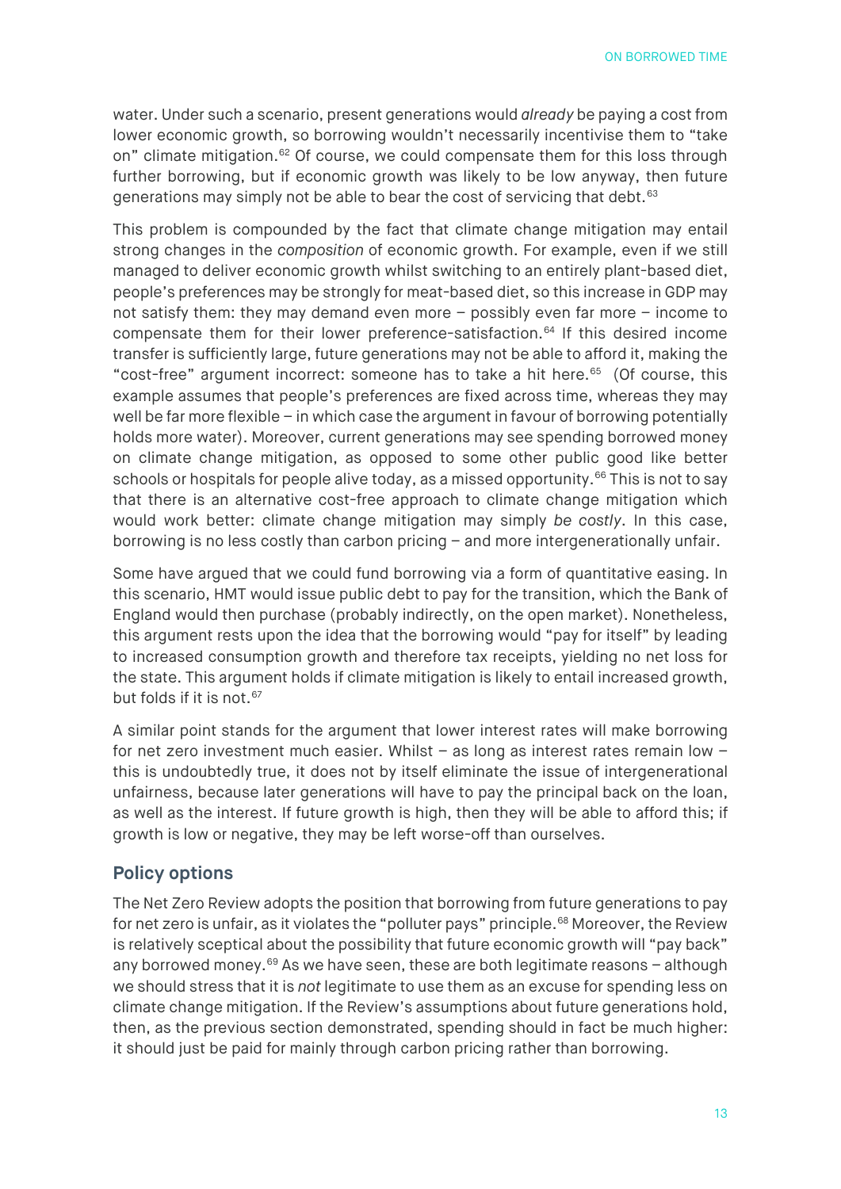water. Under such a scenario, present generations would *already* be paying a cost from lower economic growth, so borrowing wouldn't necessarily incentivise them to "take on" climate mitigation.[62] Of course, we could compensate them for this loss through further borrowing, but if economic growth was likely to be low anyway, then future generations may simply not be able to bear the cost of servicing that debt.[63]

This problem is compounded by the fact that climate change mitigation may entail strong changes in the *composition* of economic growth. For example, even if we still managed to deliver economic growth whilst switching to an entirely plant-based diet, people's preferences may be strongly for meat-based diet, so this increase in GDP may not satisfy them: they may demand even more – possibly even far more – income to compensate them for their lower preference-satisfaction.[64] If this desired income transfer is sufficiently large, future generations may not be able to afford it, making the "cost-free" argument incorrect: someone has to take a hit here.[65] (Of course, this example assumes that people's preferences are fixed across time, whereas they may well be far more flexible – in which case the argument in favour of borrowing potentially holds more water). Moreover, current generations may see spending borrowed money on climate change mitigation, as opposed to some other public good like better schools or hospitals for people alive today, as a missed opportunity.[66] This is not to say that there is an alternative cost-free approach to climate change mitigation which would work better: climate change mitigation may simply *be costly*. In this case, borrowing is no less costly than carbon pricing – and more intergenerationally unfair.

Some have argued that we could fund borrowing via a form of quantitative easing. In this scenario, HMT would issue public debt to pay for the transition, which the Bank of England would then purchase (probably indirectly, on the open market). Nonetheless, this argument rests upon the idea that the borrowing would "pay for itself" by leading to increased consumption growth and therefore tax receipts, yielding no net loss for the state. This argument holds if climate mitigation is likely to entail increased growth, but folds if it is not.[67]

A similar point stands for the argument that lower interest rates will make borrowing for net zero investment much easier. Whilst – as long as interest rates remain low – this is undoubtedly true, it does not by itself eliminate the issue of intergenerational unfairness, because later generations will have to pay the principal back on the loan, as well as the interest. If future growth is high, then they will be able to afford this; if growth is low or negative, they may be left worse-off than ourselves.

## Policy options

The Net Zero Review adopts the position that borrowing from future generations to pay for net zero is unfair, as it violates the "polluter pays" principle.[68] Moreover, the Review is relatively sceptical about the possibility that future economic growth will "pay back" any borrowed money.[69] As we have seen, these are both legitimate reasons – although we should stress that it is *not* legitimate to use them as an excuse for spending less on climate change mitigation. If the Review's assumptions about future generations hold, then, as the previous section demonstrated, spending should in fact be much higher: it should just be paid for mainly through carbon pricing rather than borrowing.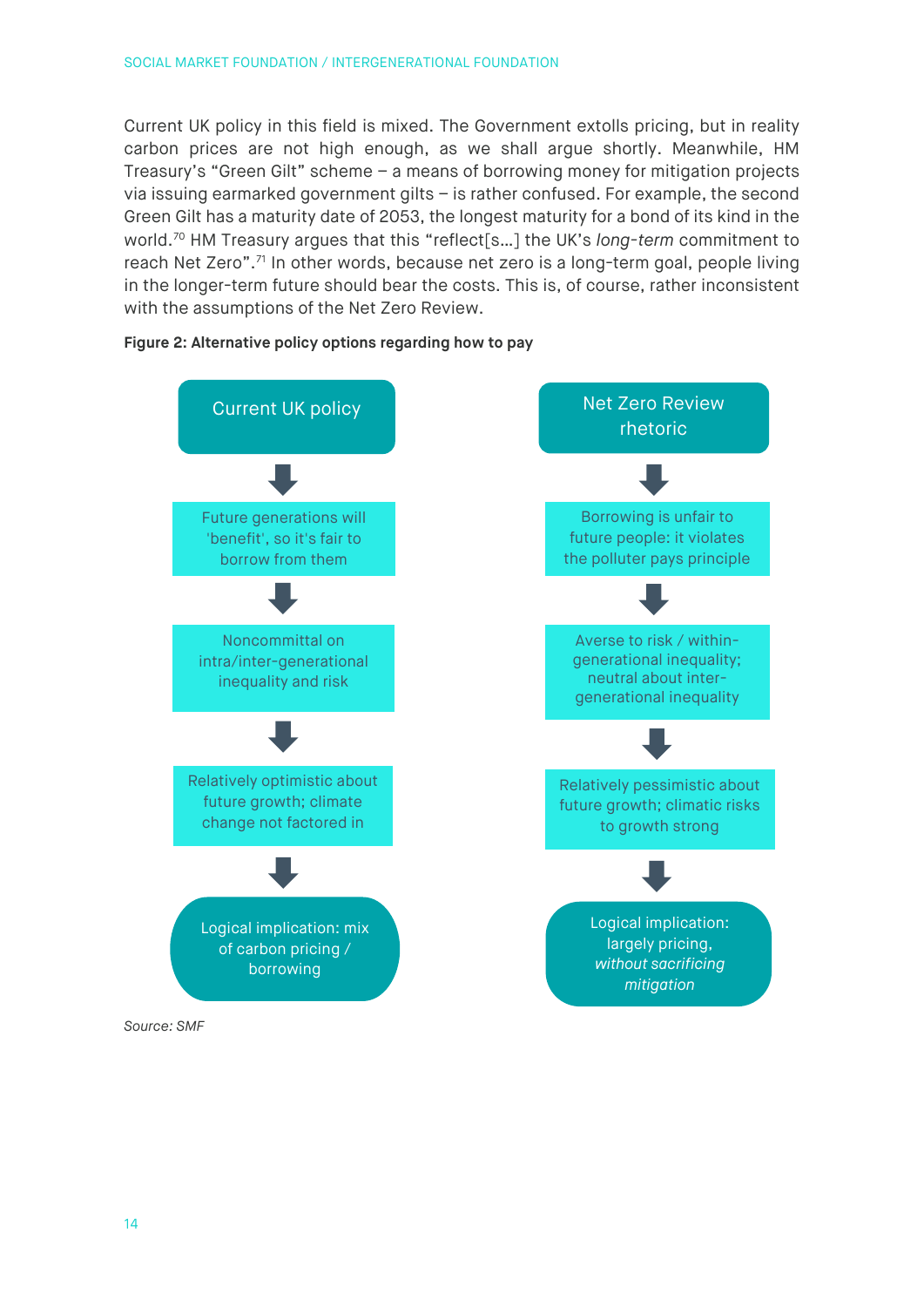Current UK policy in this field is mixed. The Government extolls pricing, but in reality carbon prices are not high enough, as we shall argue shortly. Meanwhile, HM Treasury's "Green Gilt" scheme – a means of borrowing money for mitigation projects via issuing earmarked government gilts – is rather confused. For example, the second Green Gilt has a maturity date of 2053, the longest maturity for a bond of its kind in the world.[70] HM Treasury argues that this "reflect[s…] the UK's *long-term* commitment to reach Net Zero".[71] In other words, because net zero is a long-term goal, people living in the longer-term future should bear the costs. This is, of course, rather inconsistent with the assumptions of the Net Zero Review.

**Figure 2: Alternative policy options regarding how to pay**

| Current UK policy | Net Zero Review rhetoric |
| --- | --- |
| ↓ | ↓ |
| Future generations will 'benefit', so it's fair to borrow from them | Borrowing is unfair to future people: it violates the polluter pays principle |
| ↓ | ↓ |
| Noncommittal on intra/inter-generational inequality and risk | Averse to risk / within-generational inequality; neutral about inter-generational inequality |
| ↓ | ↓ |
| Relatively optimistic about future growth; climate change not factored in | Relatively pessimistic about future growth; climatic risks to growth strong |
| ↓ | ↓ |
| Logical implication: mix of carbon pricing / borrowing | Logical implication: largely pricing, *without sacrificing mitigation* |

*Source: SMF*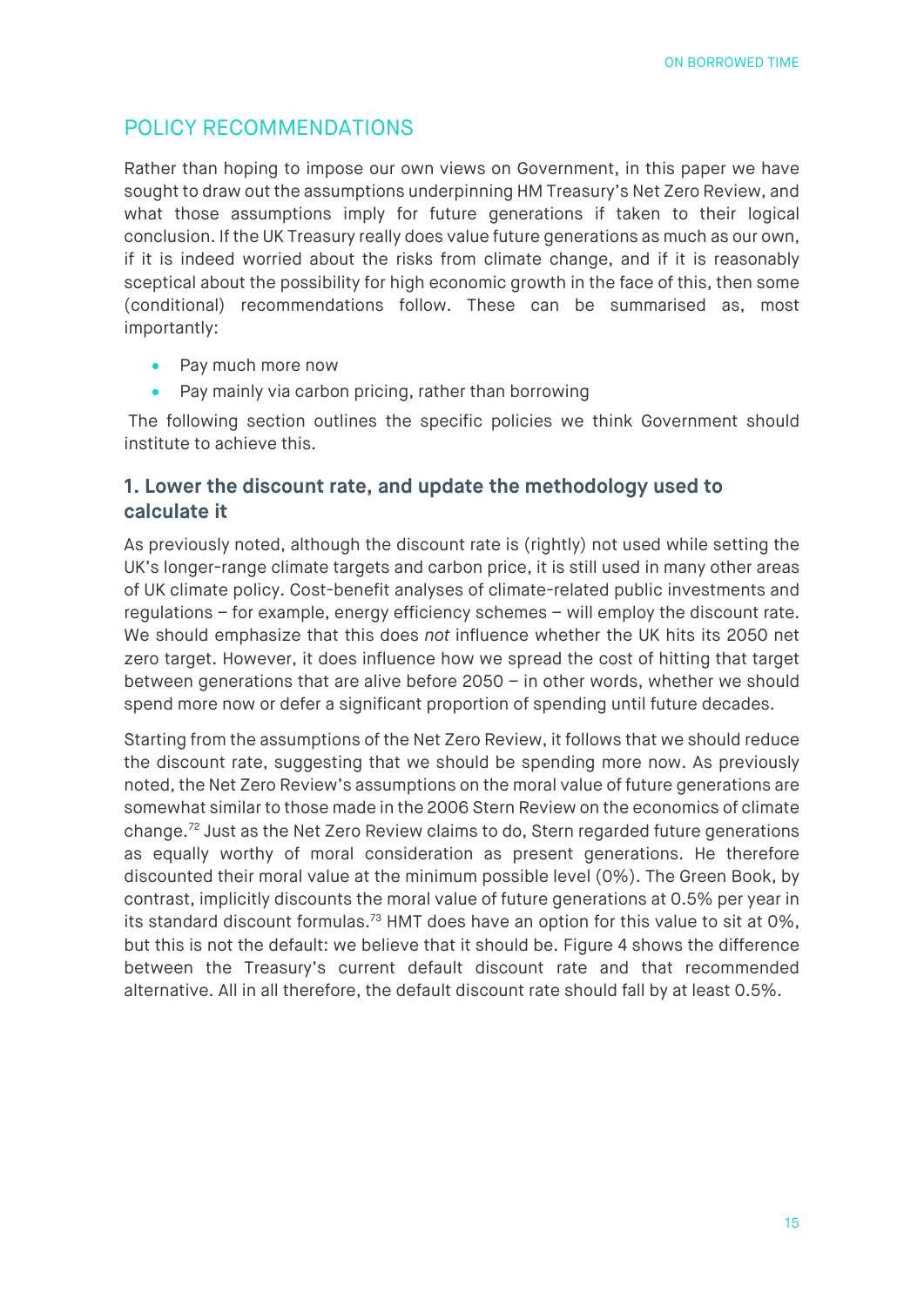## POLICY RECOMMENDATIONS

Rather than hoping to impose our own views on Government, in this paper we have sought to draw out the assumptions underpinning HM Treasury's Net Zero Review, and what those assumptions imply for future generations if taken to their logical conclusion. If the UK Treasury really does value future generations as much as our own, if it is indeed worried about the risks from climate change, and if it is reasonably sceptical about the possibility for high economic growth in the face of this, then some (conditional) recommendations follow. These can be summarised as, most importantly:

- Pay much more now
- Pay mainly via carbon pricing, rather than borrowing

The following section outlines the specific policies we think Government should institute to achieve this.

### 1. Lower the discount rate, and update the methodology used to calculate it

As previously noted, although the discount rate is (rightly) not used while setting the UK's longer-range climate targets and carbon price, it is still used in many other areas of UK climate policy. Cost-benefit analyses of climate-related public investments and regulations – for example, energy efficiency schemes – will employ the discount rate. We should emphasize that this does *not* influence whether the UK hits its 2050 net zero target. However, it does influence how we spread the cost of hitting that target between generations that are alive before 2050 – in other words, whether we should spend more now or defer a significant proportion of spending until future decades.

Starting from the assumptions of the Net Zero Review, it follows that we should reduce the discount rate, suggesting that we should be spending more now. As previously noted, the Net Zero Review's assumptions on the moral value of future generations are somewhat similar to those made in the 2006 Stern Review on the economics of climate change.[72] Just as the Net Zero Review claims to do, Stern regarded future generations as equally worthy of moral consideration as present generations. He therefore discounted their moral value at the minimum possible level (0%). The Green Book, by contrast, implicitly discounts the moral value of future generations at 0.5% per year in its standard discount formulas.[73] HMT does have an option for this value to sit at 0%, but this is not the default: we believe that it should be. Figure 4 shows the difference between the Treasury's current default discount rate and that recommended alternative. All in all therefore, the default discount rate should fall by at least 0.5%.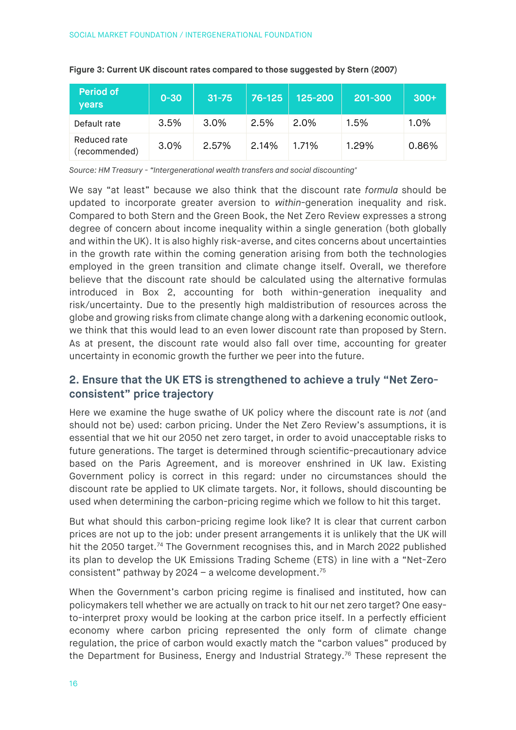**Figure 3: Current UK discount rates compared to those suggested by Stern (2007)**

| Period of years | 0-30 | 31-75 | 76-125 | 125-200 | 201-300 | 300+ |
|---|---|---|---|---|---|---|
| Default rate | 3.5% | 3.0% | 2.5% | 2.0% | 1.5% | 1.0% |
| Reduced rate (recommended) | 3.0% | 2.57% | 2.14% | 1.71% | 1.29% | 0.86% |

*Source: HM Treasury - "Intergenerational wealth transfers and social discounting"*

We say "at least" because we also think that the discount rate *formula* should be updated to incorporate greater aversion to *within*-generation inequality and risk. Compared to both Stern and the Green Book, the Net Zero Review expresses a strong degree of concern about income inequality within a single generation (both globally and within the UK). It is also highly risk-averse, and cites concerns about uncertainties in the growth rate within the coming generation arising from both the technologies employed in the green transition and climate change itself. Overall, we therefore believe that the discount rate should be calculated using the alternative formulas introduced in Box 2, accounting for both within-generation inequality and risk/uncertainty. Due to the presently high maldistribution of resources across the globe and growing risks from climate change along with a darkening economic outlook, we think that this would lead to an even lower discount rate than proposed by Stern. As at present, the discount rate would also fall over time, accounting for greater uncertainty in economic growth the further we peer into the future.

## 2. Ensure that the UK ETS is strengthened to achieve a truly "Net Zero-consistent" price trajectory

Here we examine the huge swathe of UK policy where the discount rate is *not* (and should not be) used: carbon pricing. Under the Net Zero Review's assumptions, it is essential that we hit our 2050 net zero target, in order to avoid unacceptable risks to future generations. The target is determined through scientific-precautionary advice based on the Paris Agreement, and is moreover enshrined in UK law. Existing Government policy is correct in this regard: under no circumstances should the discount rate be applied to UK climate targets. Nor, it follows, should discounting be used when determining the carbon-pricing regime which we follow to hit this target.

But what should this carbon-pricing regime look like? It is clear that current carbon prices are not up to the job: under present arrangements it is unlikely that the UK will hit the 2050 target.[74] The Government recognises this, and in March 2022 published its plan to develop the UK Emissions Trading Scheme (ETS) in line with a "Net-Zero consistent" pathway by 2024 – a welcome development.[75]

When the Government's carbon pricing regime is finalised and instituted, how can policymakers tell whether we are actually on track to hit our net zero target? One easy-to-interpret proxy would be looking at the carbon price itself. In a perfectly efficient economy where carbon pricing represented the only form of climate change regulation, the price of carbon would exactly match the "carbon values" produced by the Department for Business, Energy and Industrial Strategy.[76] These represent the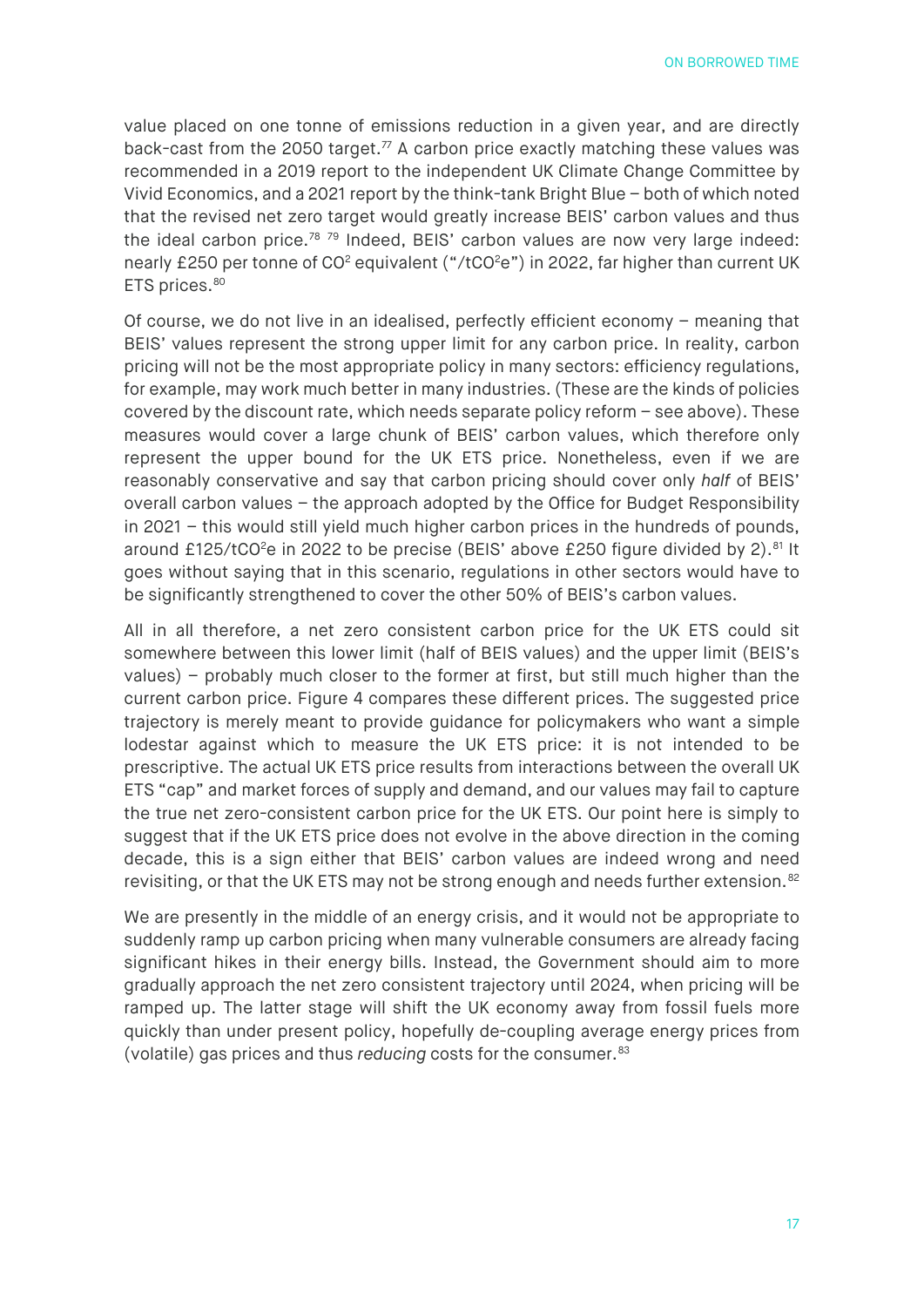value placed on one tonne of emissions reduction in a given year, and are directly back-cast from the 2050 target.[77] A carbon price exactly matching these values was recommended in a 2019 report to the independent UK Climate Change Committee by Vivid Economics, and a 2021 report by the think-tank Bright Blue – both of which noted that the revised net zero target would greatly increase BEIS' carbon values and thus the ideal carbon price.[78] [79] Indeed, BEIS' carbon values are now very large indeed: nearly £250 per tonne of $CO^2$ equivalent ("/$tCO^2e$") in 2022, far higher than current UK ETS prices.[80]

Of course, we do not live in an idealised, perfectly efficient economy – meaning that BEIS' values represent the strong upper limit for any carbon price. In reality, carbon pricing will not be the most appropriate policy in many sectors: efficiency regulations, for example, may work much better in many industries. (These are the kinds of policies covered by the discount rate, which needs separate policy reform – see above). These measures would cover a large chunk of BEIS' carbon values, which therefore only represent the upper bound for the UK ETS price. Nonetheless, even if we are reasonably conservative and say that carbon pricing should cover only *half* of BEIS' overall carbon values – the approach adopted by the Office for Budget Responsibility in 2021 – this would still yield much higher carbon prices in the hundreds of pounds, around £125/$tCO^2e$ in 2022 to be precise (BEIS' above £250 figure divided by 2).[81] It goes without saying that in this scenario, regulations in other sectors would have to be significantly strengthened to cover the other 50% of BEIS's carbon values.

All in all therefore, a net zero consistent carbon price for the UK ETS could sit somewhere between this lower limit (half of BEIS values) and the upper limit (BEIS's values) – probably much closer to the former at first, but still much higher than the current carbon price. Figure 4 compares these different prices. The suggested price trajectory is merely meant to provide guidance for policymakers who want a simple lodestar against which to measure the UK ETS price: it is not intended to be prescriptive. The actual UK ETS price results from interactions between the overall UK ETS "cap" and market forces of supply and demand, and our values may fail to capture the true net zero-consistent carbon price for the UK ETS. Our point here is simply to suggest that if the UK ETS price does not evolve in the above direction in the coming decade, this is a sign either that BEIS' carbon values are indeed wrong and need revisiting, or that the UK ETS may not be strong enough and needs further extension.[82]

We are presently in the middle of an energy crisis, and it would not be appropriate to suddenly ramp up carbon pricing when many vulnerable consumers are already facing significant hikes in their energy bills. Instead, the Government should aim to more gradually approach the net zero consistent trajectory until 2024, when pricing will be ramped up. The latter stage will shift the UK economy away from fossil fuels more quickly than under present policy, hopefully de-coupling average energy prices from (volatile) gas prices and thus *reducing* costs for the consumer.[83]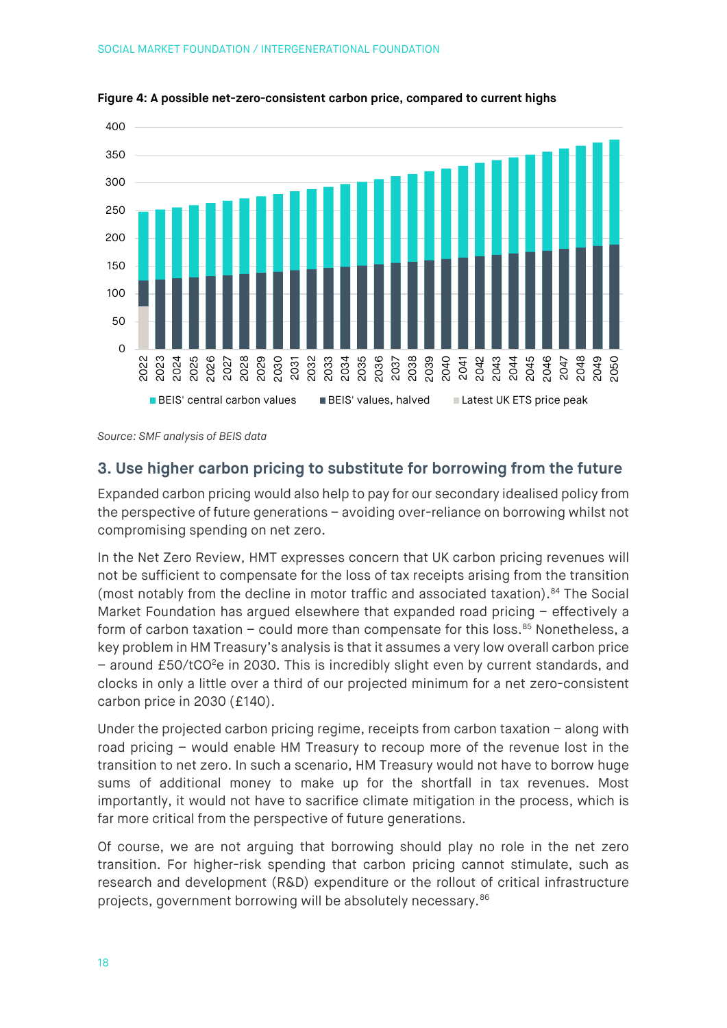**Figure 4: A possible net-zero-consistent carbon price, compared to current highs**

*Source: SMF analysis of BEIS data*

## 3. Use higher carbon pricing to substitute for borrowing from the future

Expanded carbon pricing would also help to pay for our secondary idealised policy from the perspective of future generations – avoiding over-reliance on borrowing whilst not compromising spending on net zero.

In the Net Zero Review, HMT expresses concern that UK carbon pricing revenues will not be sufficient to compensate for the loss of tax receipts arising from the transition (most notably from the decline in motor traffic and associated taxation).[84] The Social Market Foundation has argued elsewhere that expanded road pricing – effectively a form of carbon taxation – could more than compensate for this loss.[85] Nonetheless, a key problem in HM Treasury's analysis is that it assumes a very low overall carbon price – around £50/$tCO^2e$ in 2030. This is incredibly slight even by current standards, and clocks in only a little over a third of our projected minimum for a net zero-consistent carbon price in 2030 (£140).

Under the projected carbon pricing regime, receipts from carbon taxation – along with road pricing – would enable HM Treasury to recoup more of the revenue lost in the transition to net zero. In such a scenario, HM Treasury would not have to borrow huge sums of additional money to make up for the shortfall in tax revenues. Most importantly, it would not have to sacrifice climate mitigation in the process, which is far more critical from the perspective of future generations.

Of course, we are not arguing that borrowing should play no role in the net zero transition. For higher-risk spending that carbon pricing cannot stimulate, such as research and development (R&D) expenditure or the rollout of critical infrastructure projects, government borrowing will be absolutely necessary.[86]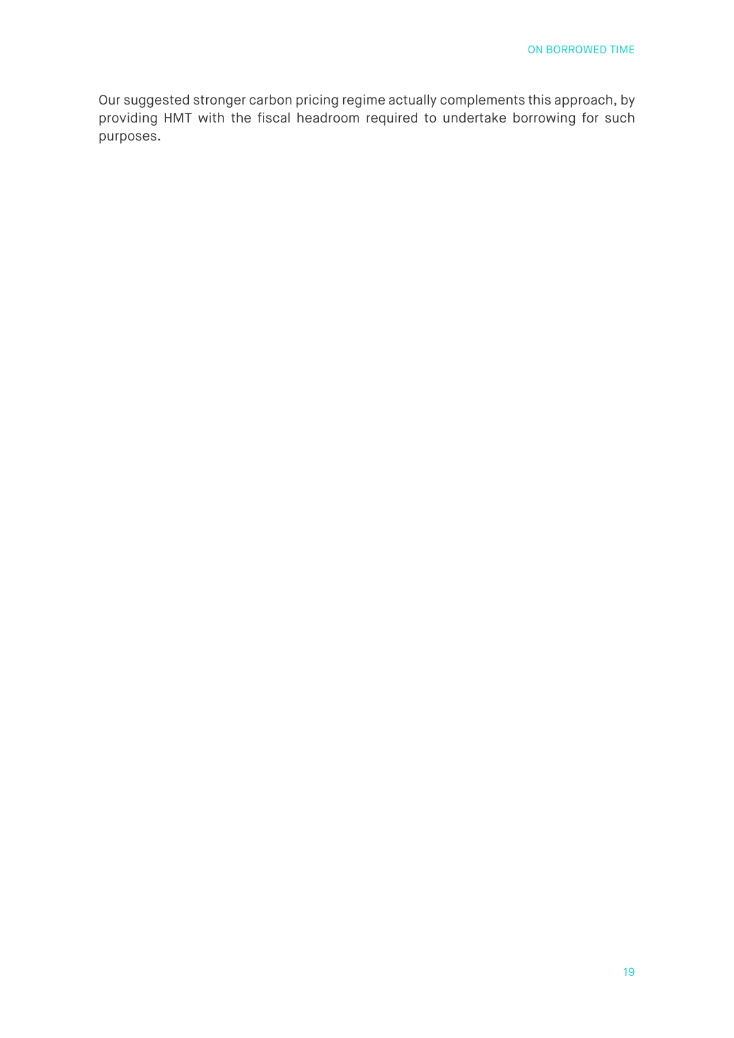Our suggested stronger carbon pricing regime actually complements this approach, by providing HMT with the fiscal headroom required to undertake borrowing for such purposes.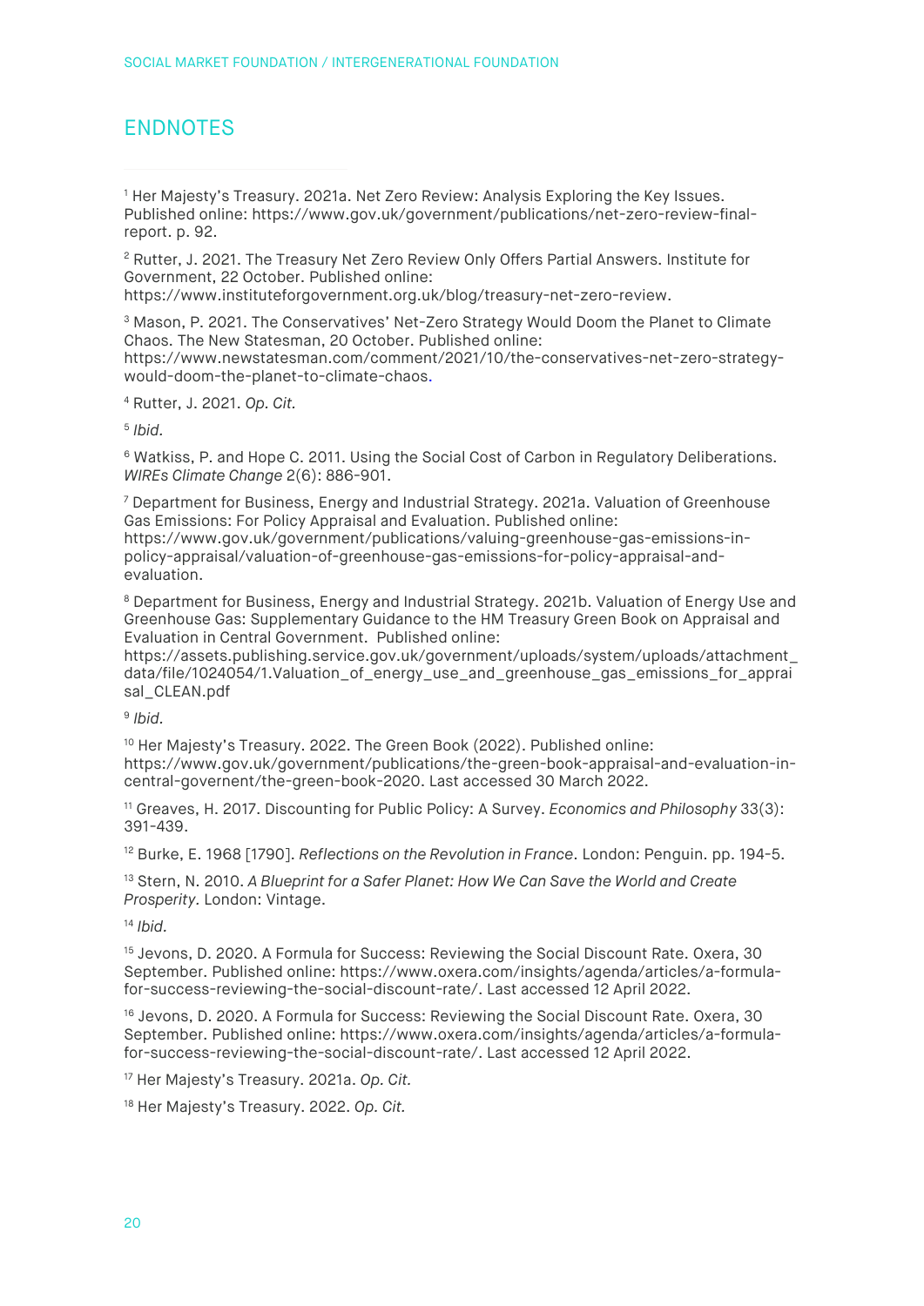## ENDNOTES

[1] Her Majesty's Treasury. 2021a. Net Zero Review: Analysis Exploring the Key Issues. Published online: https://www.gov.uk/government/publications/net-zero-review-final-report. p. 92.

[2] Rutter, J. 2021. The Treasury Net Zero Review Only Offers Partial Answers. Institute for Government, 22 October. Published online: https://www.instituteforgovernment.org.uk/blog/treasury-net-zero-review.

[3] Mason, P. 2021. The Conservatives' Net-Zero Strategy Would Doom the Planet to Climate Chaos. The New Statesman, 20 October. Published online: https://www.newstatesman.com/comment/2021/10/the-conservatives-net-zero-strategy-would-doom-the-planet-to-climate-chaos.

[4] Rutter, J. 2021. *Op. Cit.*

[5] *Ibid.*

[6] Watkiss, P. and Hope C. 2011. Using the Social Cost of Carbon in Regulatory Deliberations. *WIREs Climate Change* 2(6): 886-901.

[7] Department for Business, Energy and Industrial Strategy. 2021a. Valuation of Greenhouse Gas Emissions: For Policy Appraisal and Evaluation. Published online: https://www.gov.uk/government/publications/valuing-greenhouse-gas-emissions-in-policy-appraisal/valuation-of-greenhouse-gas-emissions-for-policy-appraisal-and-evaluation.

[8] Department for Business, Energy and Industrial Strategy. 2021b. Valuation of Energy Use and Greenhouse Gas: Supplementary Guidance to the HM Treasury Green Book on Appraisal and Evaluation in Central Government. Published online: https://assets.publishing.service.gov.uk/government/uploads/system/uploads/attachment_data/file/1024054/1.Valuation_of_energy_use_and_greenhouse_gas_emissions_for_appraisal_CLEAN.pdf

[9] *Ibid.*

[10] Her Majesty's Treasury. 2022. The Green Book (2022). Published online: https://www.gov.uk/government/publications/the-green-book-appraisal-and-evaluation-in-central-governent/the-green-book-2020. Last accessed 30 March 2022.

[11] Greaves, H. 2017. Discounting for Public Policy: A Survey. *Economics and Philosophy* 33(3): 391-439.

[12] Burke, E. 1968 [1790]. *Reflections on the Revolution in France*. London: Penguin. pp. 194-5.

[13] Stern, N. 2010. *A Blueprint for a Safer Planet: How We Can Save the World and Create Prosperity*. London: Vintage.

[14] *Ibid.*

[15] Jevons, D. 2020. A Formula for Success: Reviewing the Social Discount Rate. Oxera, 30 September. Published online: https://www.oxera.com/insights/agenda/articles/a-formula-for-success-reviewing-the-social-discount-rate/. Last accessed 12 April 2022.

[16] Jevons, D. 2020. A Formula for Success: Reviewing the Social Discount Rate. Oxera, 30 September. Published online: https://www.oxera.com/insights/agenda/articles/a-formula-for-success-reviewing-the-social-discount-rate/. Last accessed 12 April 2022.

[17] Her Majesty's Treasury. 2021a. *Op. Cit.*

[18] Her Majesty's Treasury. 2022. *Op. Cit.*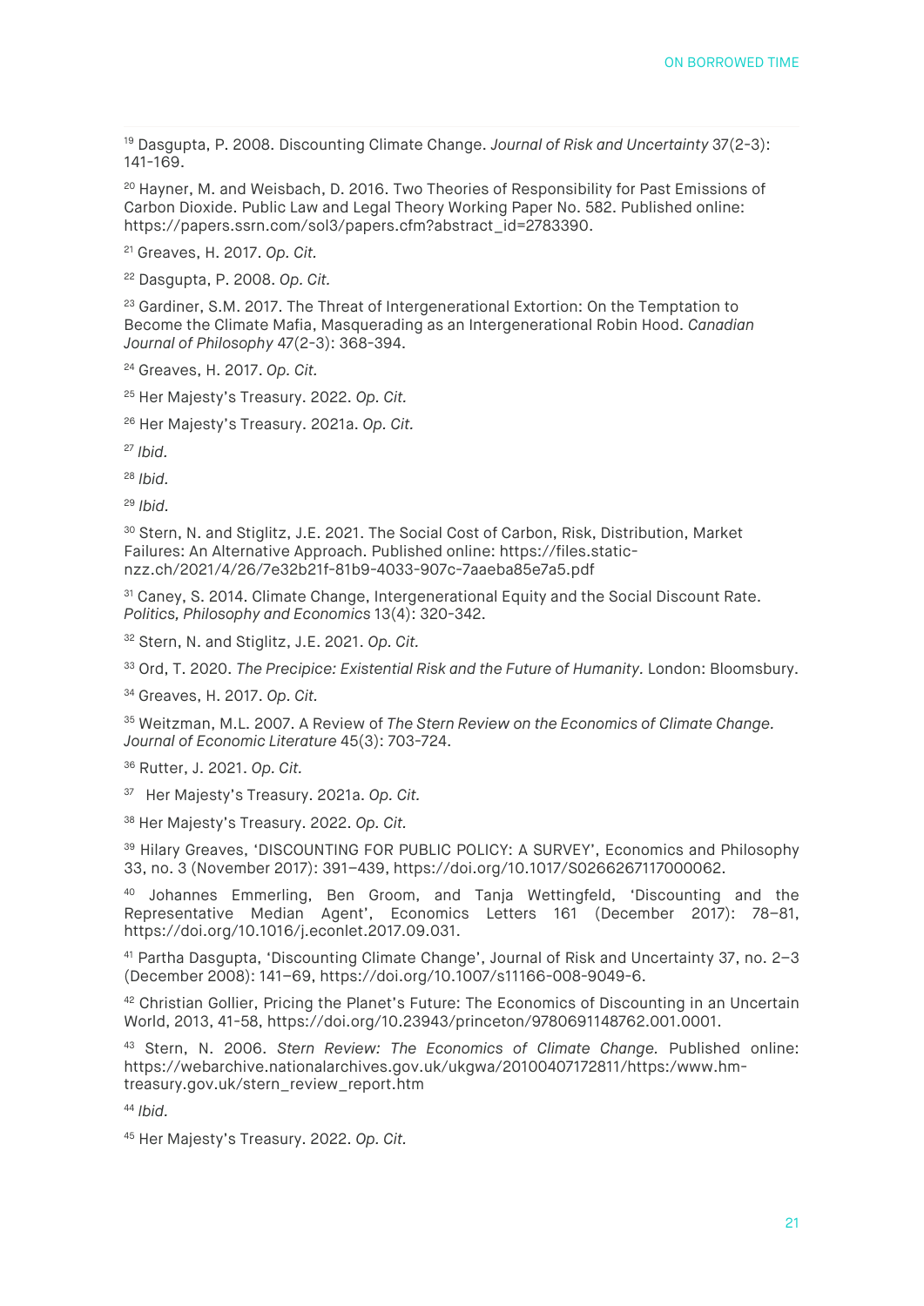[19] Dasgupta, P. 2008. Discounting Climate Change. *Journal of Risk and Uncertainty* 37(2-3): 141-169.

[20] Hayner, M. and Weisbach, D. 2016. Two Theories of Responsibility for Past Emissions of Carbon Dioxide. Public Law and Legal Theory Working Paper No. 582. Published online: https://papers.ssrn.com/sol3/papers.cfm?abstract_id=2783390.

[21] Greaves, H. 2017. *Op. Cit.*

[22] Dasgupta, P. 2008. *Op. Cit.*

[23] Gardiner, S.M. 2017. The Threat of Intergenerational Extortion: On the Temptation to Become the Climate Mafia, Masquerading as an Intergenerational Robin Hood. *Canadian Journal of Philosophy* 47(2-3): 368-394.

[24] Greaves, H. 2017. *Op. Cit.*

[25] Her Majesty's Treasury. 2022. *Op. Cit.*

[26] Her Majesty's Treasury. 2021a. *Op. Cit.*

[27] *Ibid.*

[28] *Ibid.*

[29] *Ibid.*

[30] Stern, N. and Stiglitz, J.E. 2021. The Social Cost of Carbon, Risk, Distribution, Market Failures: An Alternative Approach. Published online: https://files.static-nzz.ch/2021/4/26/7e32b21f-81b9-4033-907c-7aaeba85e7a5.pdf

[31] Caney, S. 2014. Climate Change, Intergenerational Equity and the Social Discount Rate. *Politics, Philosophy and Economics* 13(4): 320-342.

[32] Stern, N. and Stiglitz, J.E. 2021. *Op. Cit.*

[33] Ord, T. 2020. *The Precipice: Existential Risk and the Future of Humanity*. London: Bloomsbury.

[34] Greaves, H. 2017. *Op. Cit.*

[35] Weitzman, M.L. 2007. A Review of *The Stern Review on the Economics of Climate Change. Journal of Economic Literature* 45(3): 703-724.

[36] Rutter, J. 2021. *Op. Cit.*

[37] Her Majesty's Treasury. 2021a. *Op. Cit.*

[38] Her Majesty's Treasury. 2022. *Op. Cit.*

[39] Hilary Greaves, 'DISCOUNTING FOR PUBLIC POLICY: A SURVEY', Economics and Philosophy 33, no. 3 (November 2017): 391–439, https://doi.org/10.1017/S0266267117000062.

[40] Johannes Emmerling, Ben Groom, and Tanja Wettingfeld, 'Discounting and the Representative Median Agent', Economics Letters 161 (December 2017): 78–81, https://doi.org/10.1016/j.econlet.2017.09.031.

[41] Partha Dasgupta, 'Discounting Climate Change', Journal of Risk and Uncertainty 37, no. 2–3 (December 2008): 141–69, https://doi.org/10.1007/s11166-008-9049-6.

[42] Christian Gollier, Pricing the Planet's Future: The Economics of Discounting in an Uncertain World, 2013, 41-58, https://doi.org/10.23943/princeton/9780691148762.001.0001.

[43] Stern, N. 2006. *Stern Review: The Economics of Climate Change*. Published online: https://webarchive.nationalarchives.gov.uk/ukgwa/20100407172811/https:/www.hm-treasury.gov.uk/stern_review_report.htm

[44] *Ibid.*

[45] Her Majesty's Treasury. 2022. *Op. Cit.*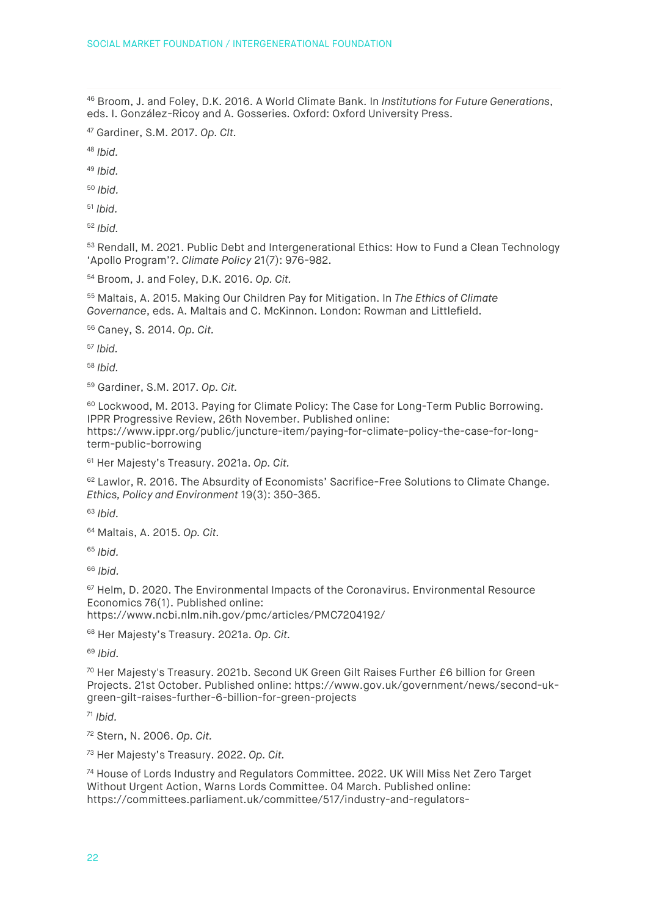[46] Broom, J. and Foley, D.K. 2016. A World Climate Bank. In *Institutions for Future Generations*, eds. I. González-Ricoy and A. Gosseries. Oxford: Oxford University Press.

[47] Gardiner, S.M. 2017. *Op. CIt.*

[48] *Ibid.*

[49] *Ibid.*

[50] *Ibid.*

[51] *Ibid.*

[52] *Ibid.*

[53] Rendall, M. 2021. Public Debt and Intergenerational Ethics: How to Fund a Clean Technology 'Apollo Program'?. *Climate Policy* 21(7): 976-982.

[54] Broom, J. and Foley, D.K. 2016. *Op. Cit.*

[55] Maltais, A. 2015. Making Our Children Pay for Mitigation. In *The Ethics of Climate Governance*, eds. A. Maltais and C. McKinnon. London: Rowman and Littlefield.

[56] Caney, S. 2014. *Op. Cit.*

[57] *Ibid.*

[58] *Ibid.*

[59] Gardiner, S.M. 2017. *Op. Cit.*

[60] Lockwood, M. 2013. Paying for Climate Policy: The Case for Long-Term Public Borrowing. IPPR Progressive Review, 26th November. Published online: https://www.ippr.org/public/juncture-item/paying-for-climate-policy-the-case-for-long-term-public-borrowing

[61] Her Majesty's Treasury. 2021a. *Op. Cit.*

[62] Lawlor, R. 2016. The Absurdity of Economists' Sacrifice-Free Solutions to Climate Change. *Ethics, Policy and Environment* 19(3): 350-365.

[63] *Ibid.*

[64] Maltais, A. 2015. *Op. Cit.*

[65] *Ibid.*

[66] *Ibid.*

[67] Helm, D. 2020. The Environmental Impacts of the Coronavirus. Environmental Resource Economics 76(1). Published online: https://www.ncbi.nlm.nih.gov/pmc/articles/PMC7204192/

[68] Her Majesty's Treasury. 2021a. *Op. Cit.*

[69] *Ibid.*

[70] Her Majesty's Treasury. 2021b. Second UK Green Gilt Raises Further £6 billion for Green Projects. 21st October. Published online: https://www.gov.uk/government/news/second-uk-green-gilt-raises-further-6-billion-for-green-projects

[71] *Ibid.*

[72] Stern, N. 2006. *Op. Cit.*

[73] Her Majesty's Treasury. 2022. *Op. Cit.*

[74] House of Lords Industry and Regulators Committee. 2022. UK Will Miss Net Zero Target Without Urgent Action, Warns Lords Committee. 04 March. Published online: https://committees.parliament.uk/committee/517/industry-and-regulators-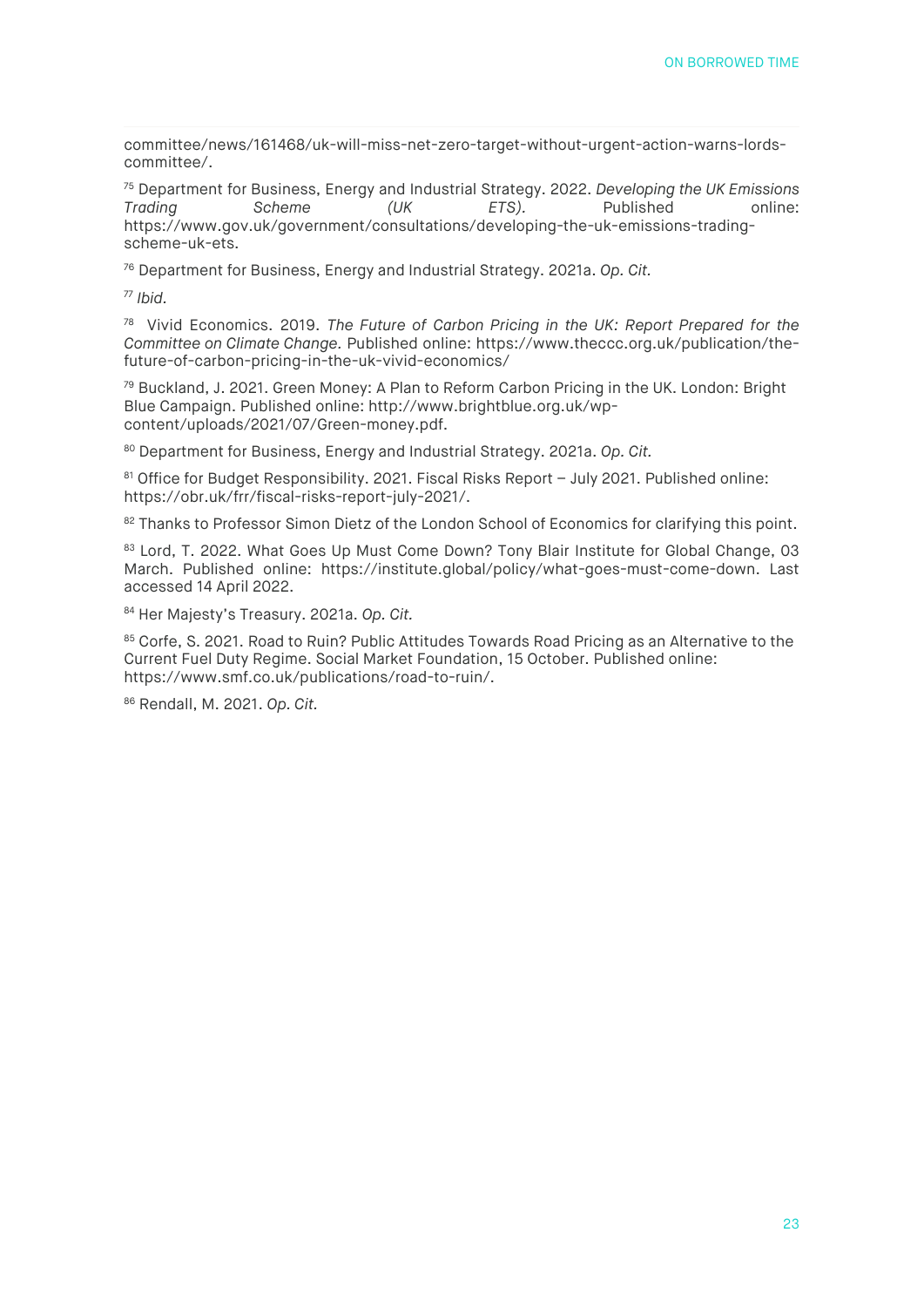committee/news/161468/uk-will-miss-net-zero-target-without-urgent-action-warns-lords-committee/.

[75] Department for Business, Energy and Industrial Strategy. 2022. *Developing the UK Emissions Trading Scheme (UK ETS).* Published online: https://www.gov.uk/government/consultations/developing-the-uk-emissions-trading-scheme-uk-ets.

[76] Department for Business, Energy and Industrial Strategy. 2021a. *Op. Cit.*

[77] *Ibid.*

[78] Vivid Economics. 2019. *The Future of Carbon Pricing in the UK: Report Prepared for the Committee on Climate Change.* Published online: https://www.theccc.org.uk/publication/the-future-of-carbon-pricing-in-the-uk-vivid-economics/

[79] Buckland, J. 2021. Green Money: A Plan to Reform Carbon Pricing in the UK. London: Bright Blue Campaign. Published online: http://www.brightblue.org.uk/wp-content/uploads/2021/07/Green-money.pdf.

[80] Department for Business, Energy and Industrial Strategy. 2021a. *Op. Cit.*

[81] Office for Budget Responsibility. 2021. Fiscal Risks Report – July 2021. Published online: https://obr.uk/frr/fiscal-risks-report-july-2021/.

[82] Thanks to Professor Simon Dietz of the London School of Economics for clarifying this point.

[83] Lord, T. 2022. What Goes Up Must Come Down? Tony Blair Institute for Global Change, 03 March. Published online: https://institute.global/policy/what-goes-must-come-down. Last accessed 14 April 2022.

[84] Her Majesty's Treasury. 2021a. *Op. Cit.*

[85] Corfe, S. 2021. Road to Ruin? Public Attitudes Towards Road Pricing as an Alternative to the Current Fuel Duty Regime. Social Market Foundation, 15 October. Published online: https://www.smf.co.uk/publications/road-to-ruin/.

[86] Rendall, M. 2021. *Op. Cit.*